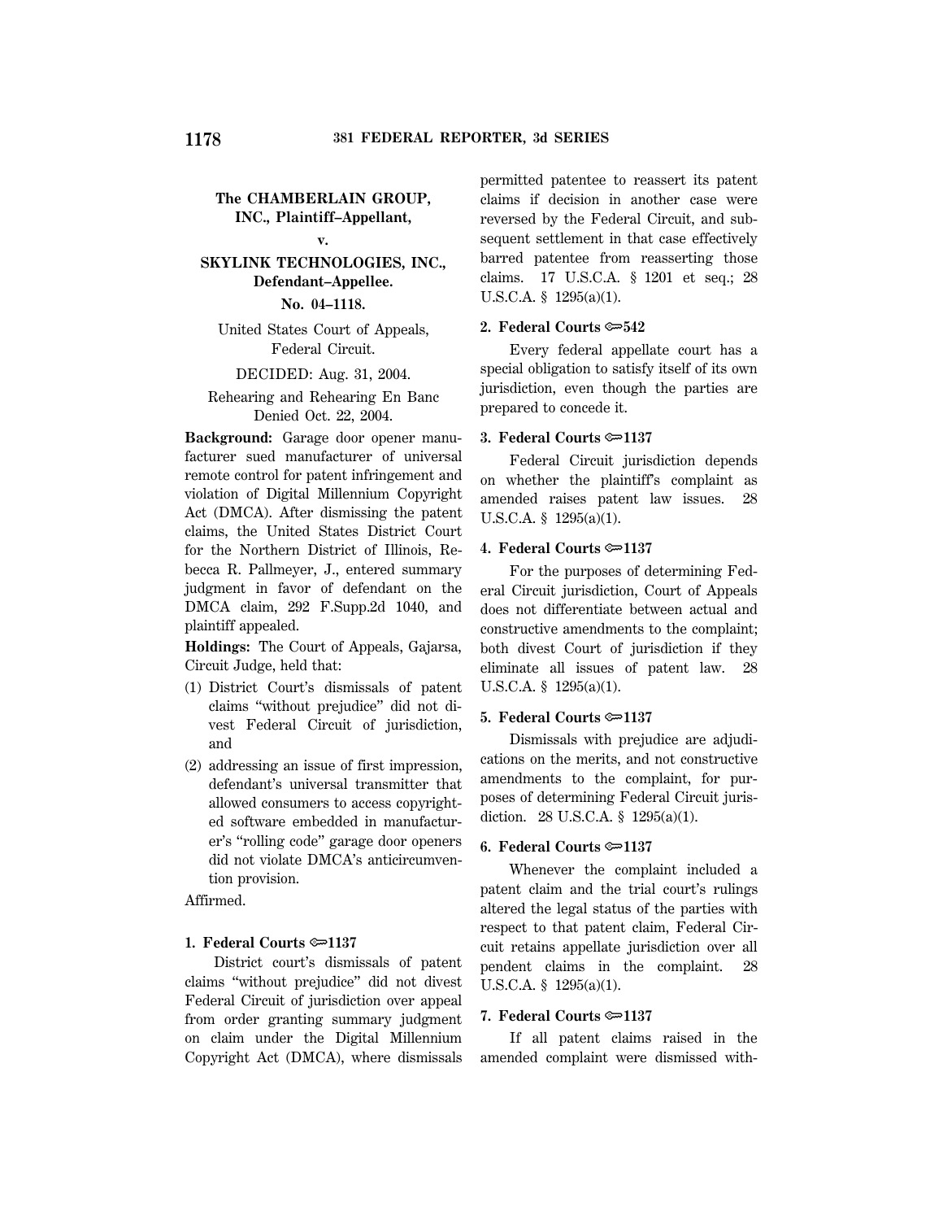**The CHAMBERLAIN GROUP, INC., Plaintiff–Appellant,**

**v.**

**SKYLINK TECHNOLOGIES, INC., Defendant–Appellee.**

**No. 04–1118.**

United States Court of Appeals, Federal Circuit.

DECIDED: Aug. 31, 2004.

Rehearing and Rehearing En Banc Denied Oct. 22, 2004.

**Background:** Garage door opener manufacturer sued manufacturer of universal remote control for patent infringement and violation of Digital Millennium Copyright Act (DMCA). After dismissing the patent claims, the United States District Court for the Northern District of Illinois, Rebecca R. Pallmeyer, J., entered summary judgment in favor of defendant on the DMCA claim, 292 F.Supp.2d 1040, and plaintiff appealed.

**Holdings:** The Court of Appeals, Gajarsa, Circuit Judge, held that:

(1) District Court's dismissals of patent claims "without prejudice" did not divest Federal Circuit of jurisdiction, and

(2) addressing an issue of first impression, defendant's universal transmitter that allowed consumers to access copyrighted software embedded in manufacturer's "rolling code" garage door openers did not violate DMCA's anticircumvention provision.

Affirmed.

**1. Federal Courts ⚷1137**

District court's dismissals of patent claims "without prejudice" did not divest Federal Circuit of jurisdiction over appeal from order granting summary judgment on claim under the Digital Millennium Copyright Act (DMCA), where dismissals permitted patentee to reassert its patent claims if decision in another case were reversed by the Federal Circuit, and subsequent settlement in that case effectively barred patentee from reasserting those claims. 17 U.S.C.A. § 1201 et seq.; 28 U.S.C.A. § 1295(a)(1).

**2. Federal Courts ⚷542**

Every federal appellate court has a special obligation to satisfy itself of its own jurisdiction, even though the parties are prepared to concede it.

**3. Federal Courts ⚷1137**

Federal Circuit jurisdiction depends on whether the plaintiff's complaint as amended raises patent law issues. 28 U.S.C.A. § 1295(a)(1).

**4. Federal Courts ⚷1137**

For the purposes of determining Federal Circuit jurisdiction, Court of Appeals does not differentiate between actual and constructive amendments to the complaint; both divest Court of jurisdiction if they eliminate all issues of patent law. 28 U.S.C.A. § 1295(a)(1).

**5. Federal Courts ⚷1137**

Dismissals with prejudice are adjudications on the merits, and not constructive amendments to the complaint, for purposes of determining Federal Circuit jurisdiction. 28 U.S.C.A. § 1295(a)(1).

**6. Federal Courts ⚷1137**

Whenever the complaint included a patent claim and the trial court's rulings altered the legal status of the parties with respect to that patent claim, Federal Circuit retains appellate jurisdiction over all pendent claims in the complaint. 28 U.S.C.A. § 1295(a)(1).

**7. Federal Courts ⚷1137**

If all patent claims raised in the amended complaint were dismissed with-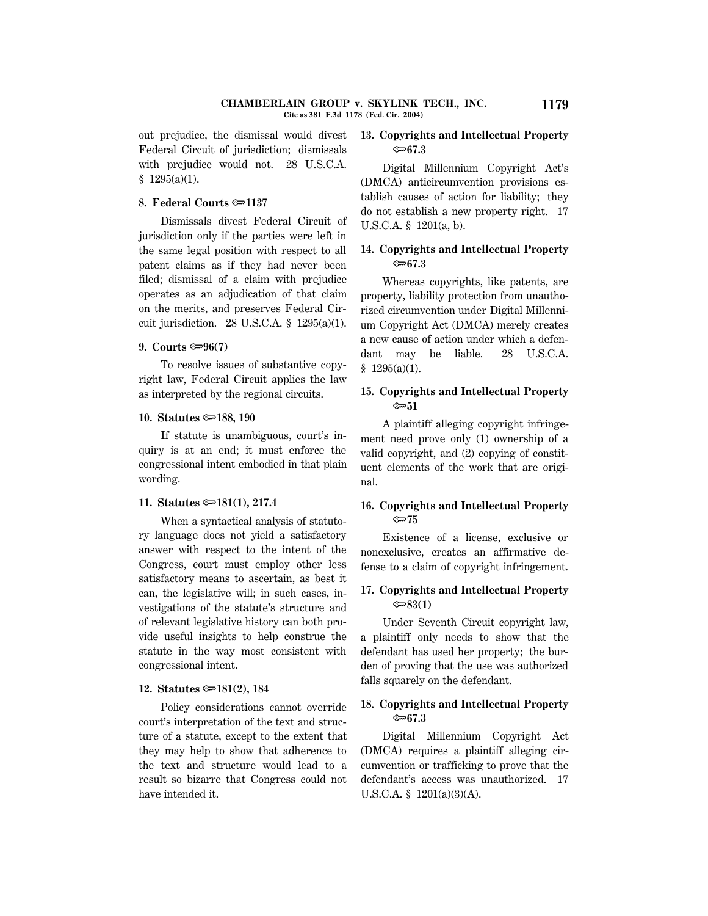out prejudice, the dismissal would divest Federal Circuit of jurisdiction; dismissals with prejudice would not. 28 U.S.C.A. § 1295(a)(1).

**8. Federal Courts ⚷1137**

Dismissals divest Federal Circuit of jurisdiction only if the parties were left in the same legal position with respect to all patent claims as if they had never been filed; dismissal of a claim with prejudice operates as an adjudication of that claim on the merits, and preserves Federal Circuit jurisdiction. 28 U.S.C.A. § 1295(a)(1).

**9. Courts ⚷96(7)**

To resolve issues of substantive copyright law, Federal Circuit applies the law as interpreted by the regional circuits.

**10. Statutes ⚷188, 190**

If statute is unambiguous, court's inquiry is at an end; it must enforce the congressional intent embodied in that plain wording.

**11. Statutes ⚷181(1), 217.4**

When a syntactical analysis of statutory language does not yield a satisfactory answer with respect to the intent of the Congress, court must employ other less satisfactory means to ascertain, as best it can, the legislative will; in such cases, investigations of the statute's structure and of relevant legislative history can both provide useful insights to help construe the statute in the way most consistent with congressional intent.

**12. Statutes ⚷181(2), 184**

Policy considerations cannot override court's interpretation of the text and structure of a statute, except to the extent that they may help to show that adherence to the text and structure would lead to a result so bizarre that Congress could not have intended it.

**13. Copyrights and Intellectual Property ⚷67.3**

Digital Millennium Copyright Act's (DMCA) anticircumvention provisions establish causes of action for liability; they do not establish a new property right. 17 U.S.C.A. § 1201(a, b).

**14. Copyrights and Intellectual Property ⚷67.3**

Whereas copyrights, like patents, are property, liability protection from unauthorized circumvention under Digital Millennium Copyright Act (DMCA) merely creates a new cause of action under which a defendant may be liable. 28 U.S.C.A. § 1295(a)(1).

**15. Copyrights and Intellectual Property ⚷51**

A plaintiff alleging copyright infringement need prove only (1) ownership of a valid copyright, and (2) copying of constituent elements of the work that are original.

**16. Copyrights and Intellectual Property ⚷75**

Existence of a license, exclusive or nonexclusive, creates an affirmative defense to a claim of copyright infringement.

**17. Copyrights and Intellectual Property ⚷83(1)**

Under Seventh Circuit copyright law, a plaintiff only needs to show that the defendant has used her property; the burden of proving that the use was authorized falls squarely on the defendant.

**18. Copyrights and Intellectual Property ⚷67.3**

Digital Millennium Copyright Act (DMCA) requires a plaintiff alleging circumvention or trafficking to prove that the defendant's access was unauthorized. 17 U.S.C.A. § 1201(a)(3)(A).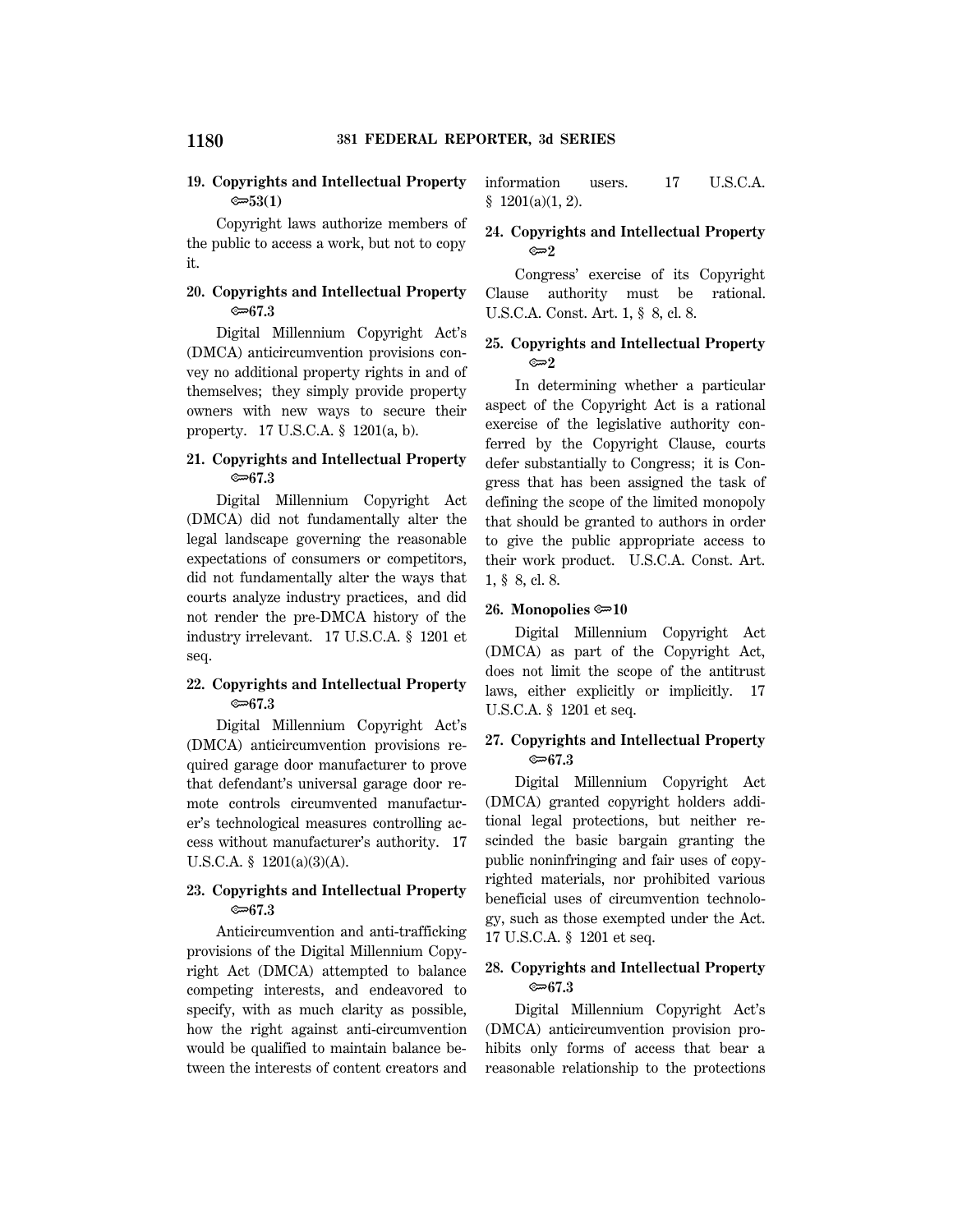**19. Copyrights and Intellectual Property ⟹53(1)**

Copyright laws authorize members of the public to access a work, but not to copy it.

**20. Copyrights and Intellectual Property ⟹67.3**

Digital Millennium Copyright Act's (DMCA) anticircumvention provisions convey no additional property rights in and of themselves; they simply provide property owners with new ways to secure their property. 17 U.S.C.A. § 1201(a, b).

**21. Copyrights and Intellectual Property ⟹67.3**

Digital Millennium Copyright Act (DMCA) did not fundamentally alter the legal landscape governing the reasonable expectations of consumers or competitors, did not fundamentally alter the ways that courts analyze industry practices, and did not render the pre-DMCA history of the industry irrelevant. 17 U.S.C.A. § 1201 et seq.

**22. Copyrights and Intellectual Property ⟹67.3**

Digital Millennium Copyright Act's (DMCA) anticircumvention provisions required garage door manufacturer to prove that defendant's universal garage door remote controls circumvented manufacturer's technological measures controlling access without manufacturer's authority. 17 U.S.C.A. § 1201(a)(3)(A).

**23. Copyrights and Intellectual Property ⟹67.3**

Anticircumvention and anti-trafficking provisions of the Digital Millennium Copyright Act (DMCA) attempted to balance competing interests, and endeavored to specify, with as much clarity as possible, how the right against anti-circumvention would be qualified to maintain balance between the interests of content creators and information users. 17 U.S.C.A. § 1201(a)(1, 2).

**24. Copyrights and Intellectual Property ⟹2**

Congress' exercise of its Copyright Clause authority must be rational. U.S.C.A. Const. Art. 1, § 8, cl. 8.

**25. Copyrights and Intellectual Property ⟹2**

In determining whether a particular aspect of the Copyright Act is a rational exercise of the legislative authority conferred by the Copyright Clause, courts defer substantially to Congress; it is Congress that has been assigned the task of defining the scope of the limited monopoly that should be granted to authors in order to give the public appropriate access to their work product. U.S.C.A. Const. Art. 1, § 8, cl. 8.

**26. Monopolies ⟹10**

Digital Millennium Copyright Act (DMCA) as part of the Copyright Act, does not limit the scope of the antitrust laws, either explicitly or implicitly. 17 U.S.C.A. § 1201 et seq.

**27. Copyrights and Intellectual Property ⟹67.3**

Digital Millennium Copyright Act (DMCA) granted copyright holders additional legal protections, but neither rescinded the basic bargain granting the public noninfringing and fair uses of copyrighted materials, nor prohibited various beneficial uses of circumvention technology, such as those exempted under the Act. 17 U.S.C.A. § 1201 et seq.

**28. Copyrights and Intellectual Property ⟹67.3**

Digital Millennium Copyright Act's (DMCA) anticircumvention provision prohibits only forms of access that bear a reasonable relationship to the protections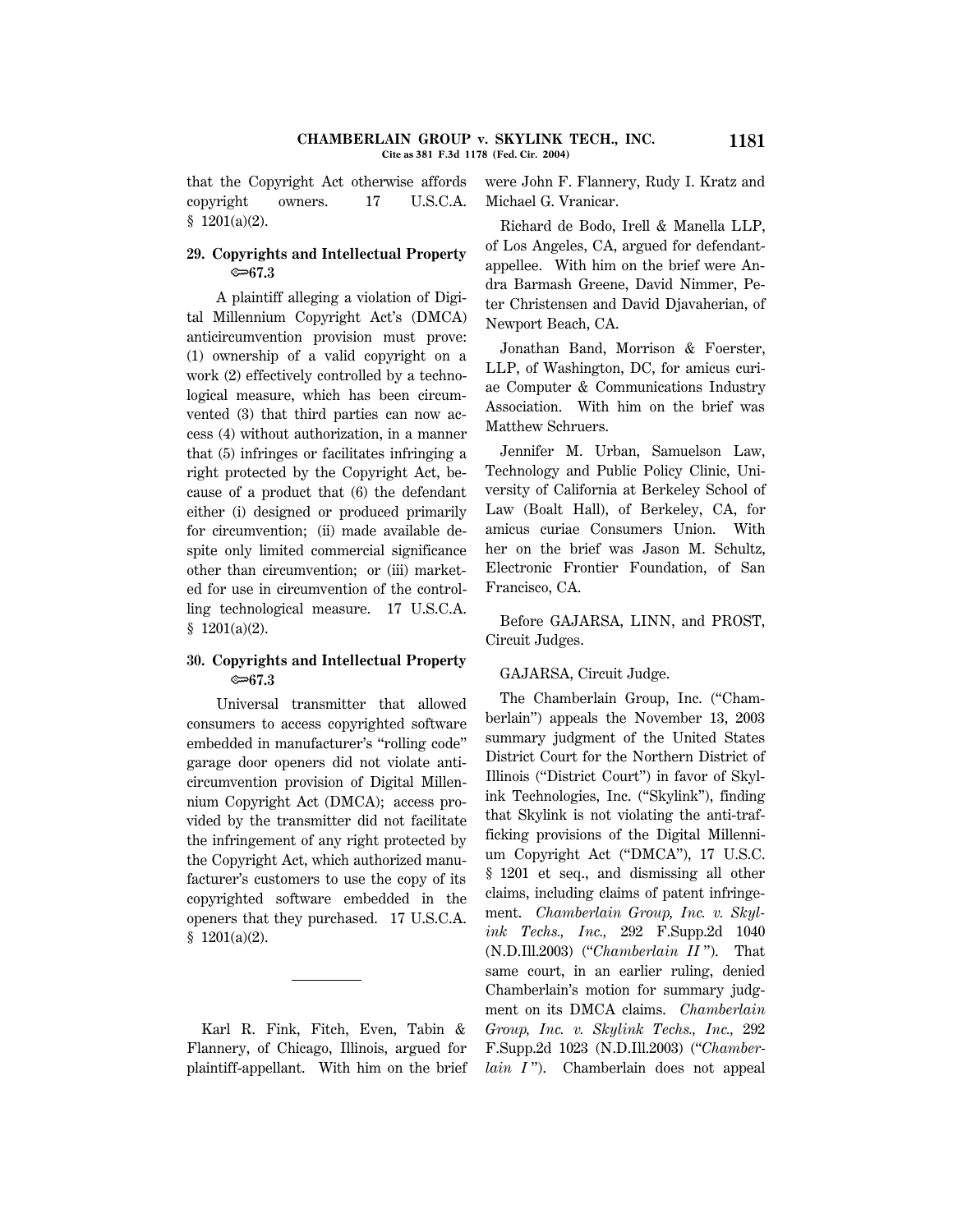that the Copyright Act otherwise affords copyright owners. 17 U.S.C.A. § 1201(a)(2).

**29. Copyrights and Intellectual Property ⇔67.3**

A plaintiff alleging a violation of Digital Millennium Copyright Act's (DMCA) anticircumvention provision must prove: (1) ownership of a valid copyright on a work (2) effectively controlled by a technological measure, which has been circumvented (3) that third parties can now access (4) without authorization, in a manner that (5) infringes or facilitates infringing a right protected by the Copyright Act, because of a product that (6) the defendant either (i) designed or produced primarily for circumvention; (ii) made available despite only limited commercial significance other than circumvention; or (iii) marketed for use in circumvention of the controlling technological measure. 17 U.S.C.A. § 1201(a)(2).

**30. Copyrights and Intellectual Property ⇔67.3**

Universal transmitter that allowed consumers to access copyrighted software embedded in manufacturer's "rolling code" garage door openers did not violate anticircumvention provision of Digital Millennium Copyright Act (DMCA); access provided by the transmitter did not facilitate the infringement of any right protected by the Copyright Act, which authorized manufacturer's customers to use the copy of its copyrighted software embedded in the openers that they purchased. 17 U.S.C.A. § 1201(a)(2).

---

Karl R. Fink, Fitch, Even, Tabin & Flannery, of Chicago, Illinois, argued for plaintiff-appellant. With him on the brief were John F. Flannery, Rudy I. Kratz and Michael G. Vranicar.

Richard de Bodo, Irell & Manella LLP, of Los Angeles, CA, argued for defendant-appellee. With him on the brief were Andra Barmash Greene, David Nimmer, Peter Christensen and David Djavaherian, of Newport Beach, CA.

Jonathan Band, Morrison & Foerster, LLP, of Washington, DC, for amicus curiae Computer & Communications Industry Association. With him on the brief was Matthew Schruers.

Jennifer M. Urban, Samuelson Law, Technology and Public Policy Clinic, University of California at Berkeley School of Law (Boalt Hall), of Berkeley, CA, for amicus curiae Consumers Union. With her on the brief was Jason M. Schultz, Electronic Frontier Foundation, of San Francisco, CA.

Before GAJARSA, LINN, and PROST, Circuit Judges.

GAJARSA, Circuit Judge.

The Chamberlain Group, Inc. ("Chamberlain") appeals the November 13, 2003 summary judgment of the United States District Court for the Northern District of Illinois ("District Court") in favor of Skylink Technologies, Inc. ("Skylink"), finding that Skylink is not violating the anti-trafficking provisions of the Digital Millennium Copyright Act ("DMCA"), 17 U.S.C. § 1201 et seq., and dismissing all other claims, including claims of patent infringement. *Chamberlain Group, Inc. v. Skylink Techs., Inc.,* 292 F.Supp.2d 1040 (N.D.Ill.2003) ("*Chamberlain II*"). That same court, in an earlier ruling, denied Chamberlain's motion for summary judgment on its DMCA claims. *Chamberlain Group, Inc. v. Skylink Techs., Inc.,* 292 F.Supp.2d 1023 (N.D.Ill.2003) ("*Chamberlain I*"). Chamberlain does not appeal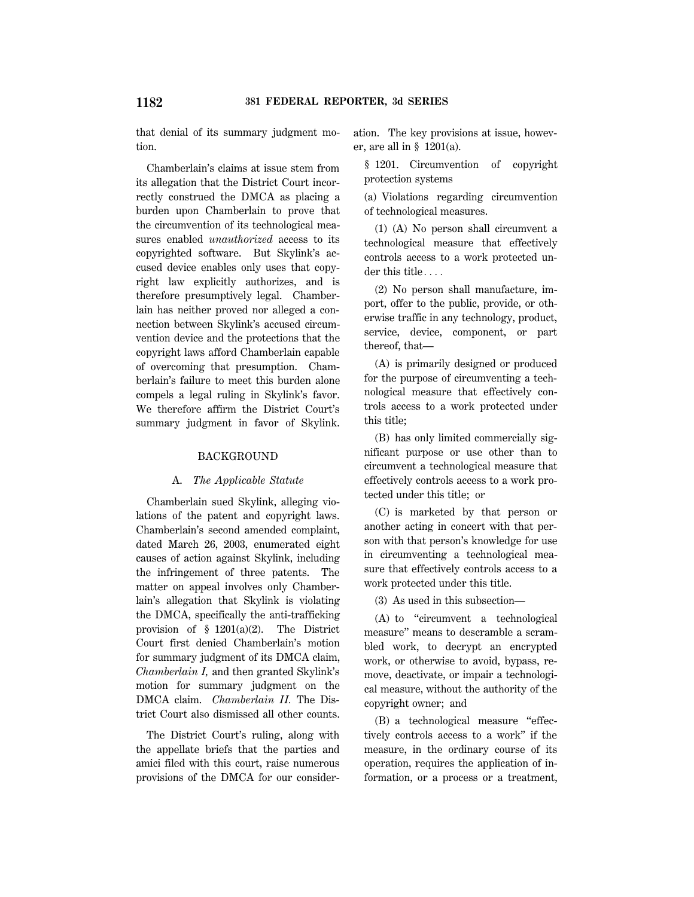that denial of its summary judgment motion.

Chamberlain's claims at issue stem from its allegation that the District Court incorrectly construed the DMCA as placing a burden upon Chamberlain to prove that the circumvention of its technological measures enabled *unauthorized* access to its copyrighted software. But Skylink's accused device enables only uses that copyright law explicitly authorizes, and is therefore presumptively legal. Chamberlain has neither proved nor alleged a connection between Skylink's accused circumvention device and the protections that the copyright laws afford Chamberlain capable of overcoming that presumption. Chamberlain's failure to meet this burden alone compels a legal ruling in Skylink's favor. We therefore affirm the District Court's summary judgment in favor of Skylink.

## BACKGROUND

### A. *The Applicable Statute*

Chamberlain sued Skylink, alleging violations of the patent and copyright laws. Chamberlain's second amended complaint, dated March 26, 2003, enumerated eight causes of action against Skylink, including the infringement of three patents. The matter on appeal involves only Chamberlain's allegation that Skylink is violating the DMCA, specifically the anti-trafficking provision of § 1201(a)(2). The District Court first denied Chamberlain's motion for summary judgment of its DMCA claim, *Chamberlain I,* and then granted Skylink's motion for summary judgment on the DMCA claim. *Chamberlain II.* The District Court also dismissed all other counts.

The District Court's ruling, along with the appellate briefs that the parties and amici filed with this court, raise numerous provisions of the DMCA for our consideration. The key provisions at issue, however, are all in § 1201(a).

§ 1201. Circumvention of copyright protection systems

(a) Violations regarding circumvention of technological measures.

(1) (A) No person shall circumvent a technological measure that effectively controls access to a work protected under this title....

(2) No person shall manufacture, import, offer to the public, provide, or otherwise traffic in any technology, product, service, device, component, or part thereof, that—

(A) is primarily designed or produced for the purpose of circumventing a technological measure that effectively controls access to a work protected under this title;

(B) has only limited commercially significant purpose or use other than to circumvent a technological measure that effectively controls access to a work protected under this title; or

(C) is marketed by that person or another acting in concert with that person with that person's knowledge for use in circumventing a technological measure that effectively controls access to a work protected under this title.

(3) As used in this subsection—

(A) to "circumvent a technological measure" means to descramble a scrambled work, to decrypt an encrypted work, or otherwise to avoid, bypass, remove, deactivate, or impair a technological measure, without the authority of the copyright owner; and

(B) a technological measure "effectively controls access to a work" if the measure, in the ordinary course of its operation, requires the application of information, or a process or a treatment,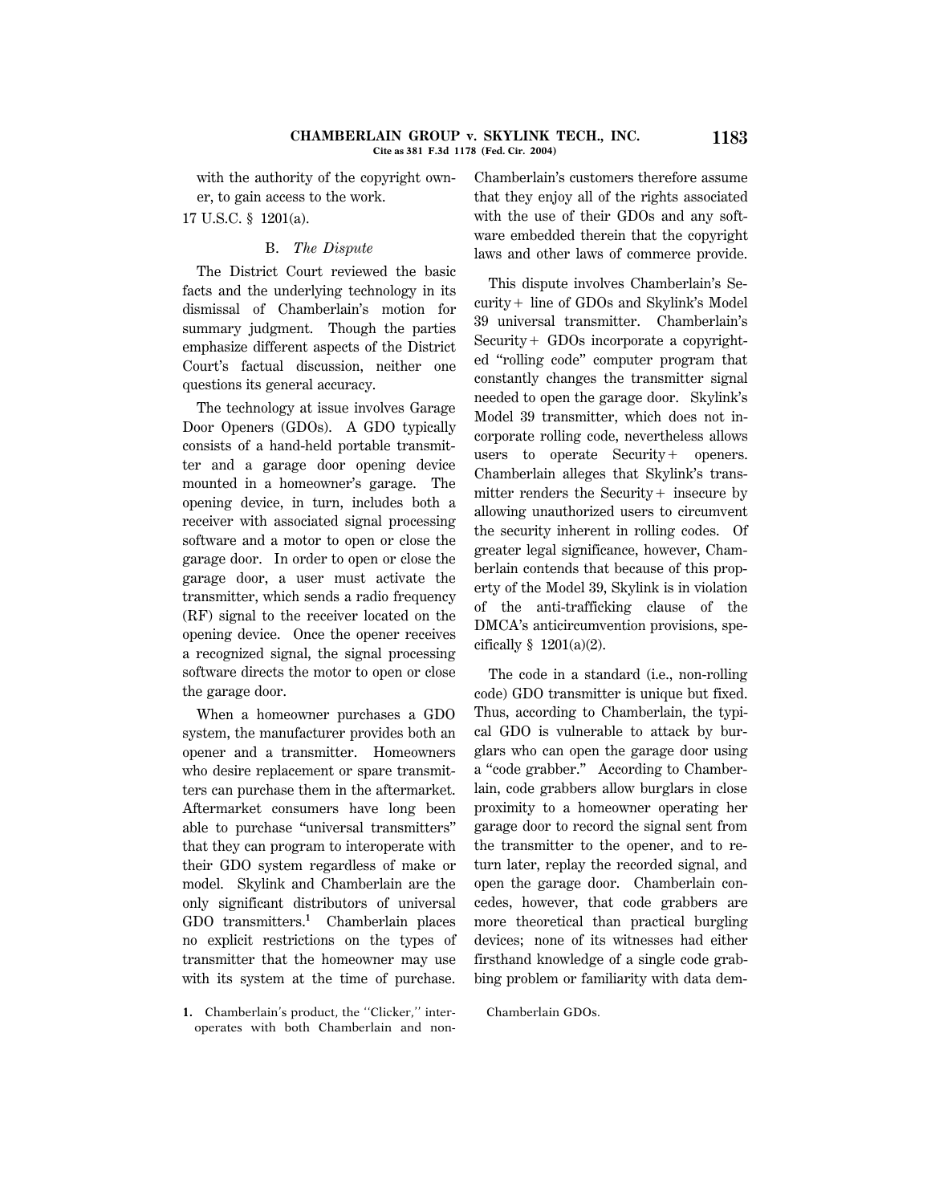with the authority of the copyright owner, to gain access to the work.

17 U.S.C. § 1201(a).

### B. *The Dispute*

The District Court reviewed the basic facts and the underlying technology in its dismissal of Chamberlain's motion for summary judgment. Though the parties emphasize different aspects of the District Court's factual discussion, neither one questions its general accuracy.

The technology at issue involves Garage Door Openers (GDOs). A GDO typically consists of a hand-held portable transmitter and a garage door opening device mounted in a homeowner's garage. The opening device, in turn, includes both a receiver with associated signal processing software and a motor to open or close the garage door. In order to open or close the garage door, a user must activate the transmitter, which sends a radio frequency (RF) signal to the receiver located on the opening device. Once the opener receives a recognized signal, the signal processing software directs the motor to open or close the garage door.

When a homeowner purchases a GDO system, the manufacturer provides both an opener and a transmitter. Homeowners who desire replacement or spare transmitters can purchase them in the aftermarket. Aftermarket consumers have long been able to purchase "universal transmitters" that they can program to interoperate with their GDO system regardless of make or model. Skylink and Chamberlain are the only significant distributors of universal GDO transmitters.[1] Chamberlain places no explicit restrictions on the types of transmitter that the homeowner may use with its system at the time of purchase. Chamberlain's customers therefore assume that they enjoy all of the rights associated with the use of their GDOs and any software embedded therein that the copyright laws and other laws of commerce provide.

This dispute involves Chamberlain's Security+ line of GDOs and Skylink's Model 39 universal transmitter. Chamberlain's Security+ GDOs incorporate a copyrighted "rolling code" computer program that constantly changes the transmitter signal needed to open the garage door. Skylink's Model 39 transmitter, which does not incorporate rolling code, nevertheless allows users to operate Security+ openers. Chamberlain alleges that Skylink's transmitter renders the Security+ insecure by allowing unauthorized users to circumvent the security inherent in rolling codes. Of greater legal significance, however, Chamberlain contends that because of this property of the Model 39, Skylink is in violation of the anti-trafficking clause of the DMCA's anticircumvention provisions, specifically § 1201(a)(2).

The code in a standard (i.e., non-rolling code) GDO transmitter is unique but fixed. Thus, according to Chamberlain, the typical GDO is vulnerable to attack by burglars who can open the garage door using a "code grabber." According to Chamberlain, code grabbers allow burglars in close proximity to a homeowner operating her garage door to record the signal sent from the transmitter to the opener, and to return later, replay the recorded signal, and open the garage door. Chamberlain concedes, however, that code grabbers are more theoretical than practical burgling devices; none of its witnesses had either firsthand knowledge of a single code grabbing problem or familiarity with data dem-

1. Chamberlain's product, the "Clicker," interoperates with both Chamberlain and non-Chamberlain GDOs.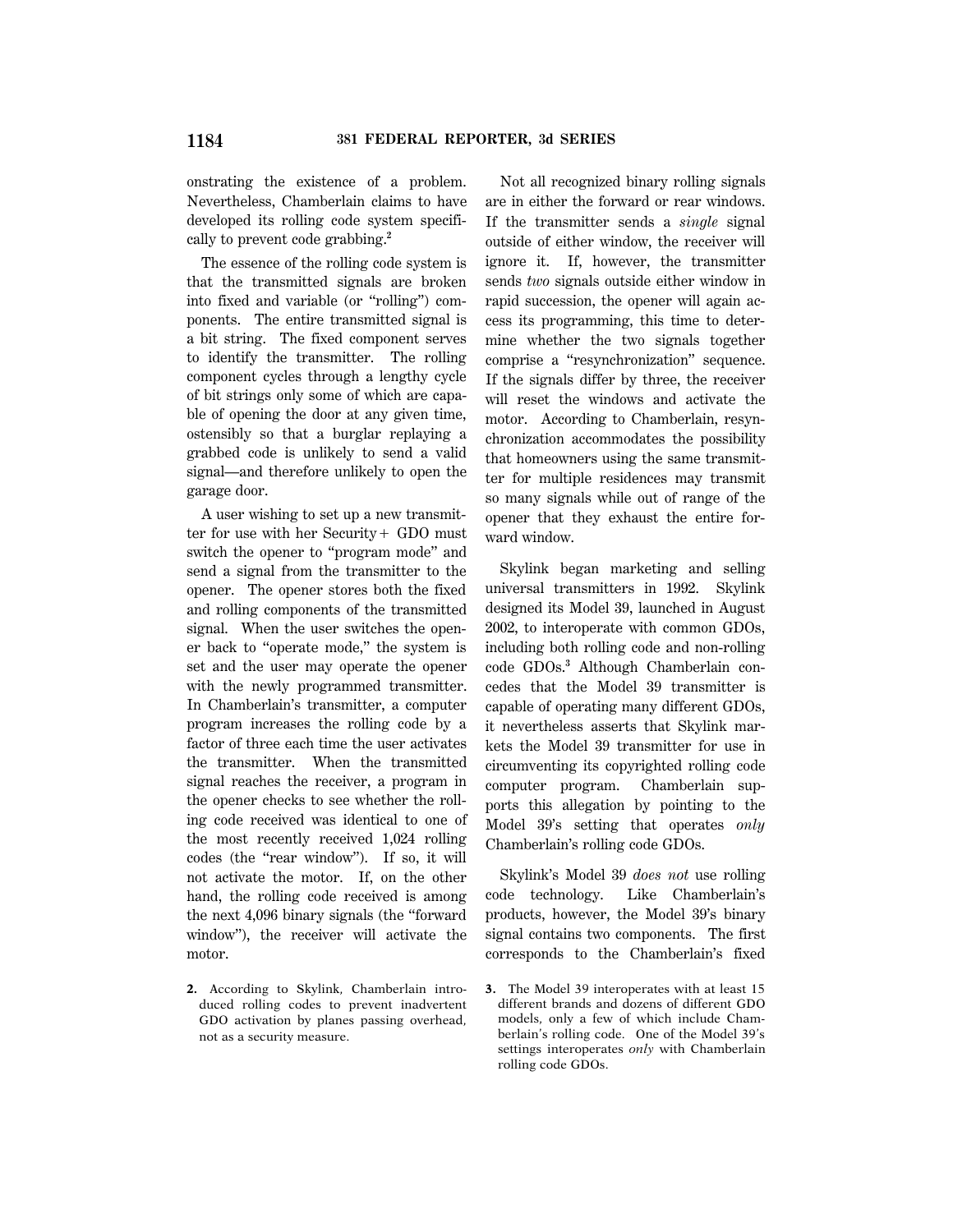onstrating the existence of a problem. Nevertheless, Chamberlain claims to have developed its rolling code system specifically to prevent code grabbing.[2]

The essence of the rolling code system is that the transmitted signals are broken into fixed and variable (or "rolling") components. The entire transmitted signal is a bit string. The fixed component serves to identify the transmitter. The rolling component cycles through a lengthy cycle of bit strings only some of which are capable of opening the door at any given time, ostensibly so that a burglar replaying a grabbed code is unlikely to send a valid signal—and therefore unlikely to open the garage door.

A user wishing to set up a new transmitter for use with her Security+ GDO must switch the opener to "program mode" and send a signal from the transmitter to the opener. The opener stores both the fixed and rolling components of the transmitted signal. When the user switches the opener back to "operate mode," the system is set and the user may operate the opener with the newly programmed transmitter. In Chamberlain's transmitter, a computer program increases the rolling code by a factor of three each time the user activates the transmitter. When the transmitted signal reaches the receiver, a program in the opener checks to see whether the rolling code received was identical to one of the most recently received 1,024 rolling codes (the "rear window"). If so, it will not activate the motor. If, on the other hand, the rolling code received is among the next 4,096 binary signals (the "forward window"), the receiver will activate the motor.

Not all recognized binary rolling signals are in either the forward or rear windows. If the transmitter sends a *single* signal outside of either window, the receiver will ignore it. If, however, the transmitter sends *two* signals outside either window in rapid succession, the opener will again access its programming, this time to determine whether the two signals together comprise a "resynchronization" sequence. If the signals differ by three, the receiver will reset the windows and activate the motor. According to Chamberlain, resynchronization accommodates the possibility that homeowners using the same transmitter for multiple residences may transmit so many signals while out of range of the opener that they exhaust the entire forward window.

Skylink began marketing and selling universal transmitters in 1992. Skylink designed its Model 39, launched in August 2002, to interoperate with common GDOs, including both rolling code and non-rolling code GDOs.[3] Although Chamberlain concedes that the Model 39 transmitter is capable of operating many different GDOs, it nevertheless asserts that Skylink markets the Model 39 transmitter for use in circumventing its copyrighted rolling code computer program. Chamberlain supports this allegation by pointing to the Model 39's setting that operates *only* Chamberlain's rolling code GDOs.

Skylink's Model 39 *does not* use rolling code technology. Like Chamberlain's products, however, the Model 39's binary signal contains two components. The first corresponds to the Chamberlain's fixed

2. According to Skylink, Chamberlain introduced rolling codes to prevent inadvertent GDO activation by planes passing overhead, not as a security measure.

3. The Model 39 interoperates with at least 15 different brands and dozens of different GDO models, only a few of which include Chamberlain's rolling code. One of the Model 39's settings interoperates *only* with Chamberlain rolling code GDOs.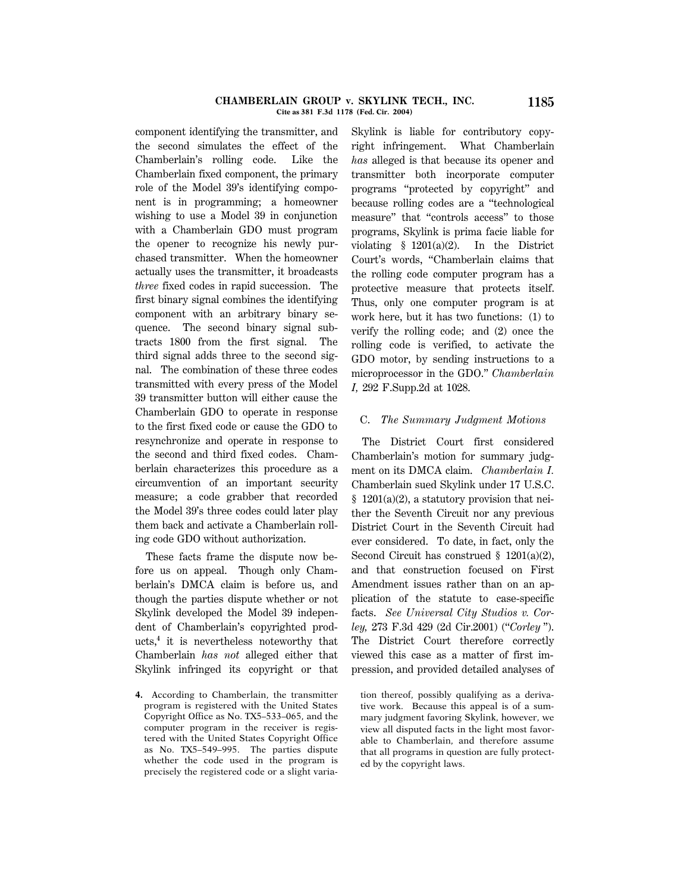component identifying the transmitter, and the second simulates the effect of the Chamberlain's rolling code. Like the Chamberlain fixed component, the primary role of the Model 39's identifying component is in programming; a homeowner wishing to use a Model 39 in conjunction with a Chamberlain GDO must program the opener to recognize his newly purchased transmitter. When the homeowner actually uses the transmitter, it broadcasts *three* fixed codes in rapid succession. The first binary signal combines the identifying component with an arbitrary binary sequence. The second binary signal subtracts 1800 from the first signal. The third signal adds three to the second signal. The combination of these three codes transmitted with every press of the Model 39 transmitter button will either cause the Chamberlain GDO to operate in response to the first fixed code or cause the GDO to resynchronize and operate in response to the second and third fixed codes. Chamberlain characterizes this procedure as a circumvention of an important security measure; a code grabber that recorded the Model 39's three codes could later play them back and activate a Chamberlain rolling code GDO without authorization.

These facts frame the dispute now before us on appeal. Though only Chamberlain's DMCA claim is before us, and though the parties dispute whether or not Skylink developed the Model 39 independent of Chamberlain's copyrighted products,[4] it is nevertheless noteworthy that Chamberlain *has not* alleged either that Skylink infringed its copyright or that Skylink is liable for contributory copyright infringement. What Chamberlain *has* alleged is that because its opener and transmitter both incorporate computer programs "protected by copyright" and because rolling codes are a "technological measure" that "controls access" to those programs, Skylink is prima facie liable for violating § 1201(a)(2). In the District Court's words, "Chamberlain claims that the rolling code computer program has a protective measure that protects itself. Thus, only one computer program is at work here, but it has two functions: (1) to verify the rolling code; and (2) once the rolling code is verified, to activate the GDO motor, by sending instructions to a microprocessor in the GDO." *Chamberlain I,* 292 F.Supp.2d at 1028.

### C. *The Summary Judgment Motions*

The District Court first considered Chamberlain's motion for summary judgment on its DMCA claim. *Chamberlain I.* Chamberlain sued Skylink under 17 U.S.C. § 1201(a)(2), a statutory provision that neither the Seventh Circuit nor any previous District Court in the Seventh Circuit had ever considered. To date, in fact, only the Second Circuit has construed § 1201(a)(2), and that construction focused on First Amendment issues rather than on an application of the statute to case-specific facts. *See Universal City Studios v. Corley,* 273 F.3d 429 (2d Cir.2001) ("*Corley*"). The District Court therefore correctly viewed this case as a matter of first impression, and provided detailed analyses of

---

4. According to Chamberlain, the transmitter program is registered with the United States Copyright Office as No. TX5–533–065, and the computer program in the receiver is registered with the United States Copyright Office as No. TX5–549–995. The parties dispute whether the code used in the program is precisely the registered code or a slight variation thereof, possibly qualifying as a derivative work. Because this appeal is of a summary judgment favoring Skylink, however, we view all disputed facts in the light most favorable to Chamberlain, and therefore assume that all programs in question are fully protected by the copyright laws.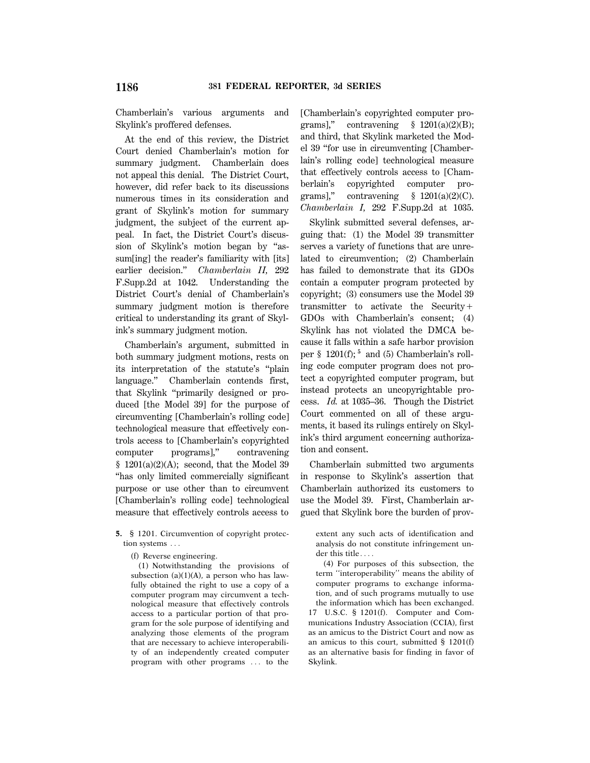Chamberlain's various arguments and Skylink's proffered defenses.

At the end of this review, the District Court denied Chamberlain's motion for summary judgment. Chamberlain does not appeal this denial. The District Court, however, did refer back to its discussions numerous times in its consideration and grant of Skylink's motion for summary judgment, the subject of the current appeal. In fact, the District Court's discussion of Skylink's motion began by "assum[ing] the reader's familiarity with [its] earlier decision." *Chamberlain II,* 292 F.Supp.2d at 1042. Understanding the District Court's denial of Chamberlain's summary judgment motion is therefore critical to understanding its grant of Skylink's summary judgment motion.

Chamberlain's argument, submitted in both summary judgment motions, rests on its interpretation of the statute's "plain language." Chamberlain contends first, that Skylink "primarily designed or produced [the Model 39] for the purpose of circumventing [Chamberlain's rolling code] technological measure that effectively controls access to [Chamberlain's copyrighted computer programs]," contravening § 1201(a)(2)(A); second, that the Model 39 "has only limited commercially significant purpose or use other than to circumvent [Chamberlain's rolling code] technological measure that effectively controls access to [Chamberlain's copyrighted computer programs]," contravening § 1201(a)(2)(B); and third, that Skylink marketed the Model 39 "for use in circumventing [Chamberlain's rolling code] technological measure that effectively controls access to [Chamberlain's copyrighted computer programs]," contravening § 1201(a)(2)(C). *Chamberlain I,* 292 F.Supp.2d at 1035.

Skylink submitted several defenses, arguing that: (1) the Model 39 transmitter serves a variety of functions that are unrelated to circumvention; (2) Chamberlain has failed to demonstrate that its GDOs contain a computer program protected by copyright; (3) consumers use the Model 39 transmitter to activate the Security+ GDOs with Chamberlain's consent; (4) Skylink has not violated the DMCA because it falls within a safe harbor provision per § 1201(f);[5] and (5) Chamberlain's rolling code computer program does not protect a copyrighted computer program, but instead protects an uncopyrightable process. *Id.* at 1035–36. Though the District Court commented on all of these arguments, it based its rulings entirely on Skylink's third argument concerning authorization and consent.

Chamberlain submitted two arguments in response to Skylink's assertion that Chamberlain authorized its customers to use the Model 39. First, Chamberlain argued that Skylink bore the burden of prov-

---

**5.** § 1201. Circumvention of copyright protection systems ...

(f) Reverse engineering.

(1) Notwithstanding the provisions of subsection (a)(1)(A), a person who has lawfully obtained the right to use a copy of a computer program may circumvent a technological measure that effectively controls access to a particular portion of that program for the sole purpose of identifying and analyzing those elements of the program that are necessary to achieve interoperability of an independently created computer program with other programs ... to the extent any such acts of identification and analysis do not constitute infringement under this title....

(4) For purposes of this subsection, the term ''interoperability'' means the ability of computer programs to exchange information, and of such programs mutually to use the information which has been exchanged.

17 U.S.C. § 1201(f). Computer and Communications Industry Association (CCIA), first as an amicus to the District Court and now as an amicus to this court, submitted § 1201(f) as an alternative basis for finding in favor of Skylink.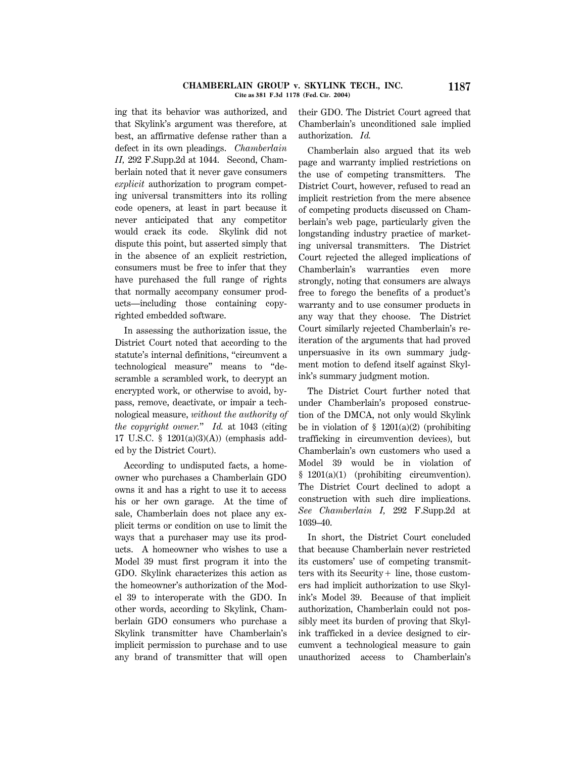ing that its behavior was authorized, and that Skylink's argument was therefore, at best, an affirmative defense rather than a defect in its own pleadings. *Chamberlain II,* 292 F.Supp.2d at 1044. Second, Chamberlain noted that it never gave consumers *explicit* authorization to program competing universal transmitters into its rolling code openers, at least in part because it never anticipated that any competitor would crack its code. Skylink did not dispute this point, but asserted simply that in the absence of an explicit restriction, consumers must be free to infer that they have purchased the full range of rights that normally accompany consumer products—including those containing copyrighted embedded software.

In assessing the authorization issue, the District Court noted that according to the statute's internal definitions, "circumvent a technological measure" means to "descramble a scrambled work, to decrypt an encrypted work, or otherwise to avoid, bypass, remove, deactivate, or impair a technological measure, *without the authority of the copyright owner.*" *Id.* at 1043 (citing 17 U.S.C. § 1201(a)(3)(A)) (emphasis added by the District Court).

According to undisputed facts, a homeowner who purchases a Chamberlain GDO owns it and has a right to use it to access his or her own garage. At the time of sale, Chamberlain does not place any explicit terms or condition on use to limit the ways that a purchaser may use its products. A homeowner who wishes to use a Model 39 must first program it into the GDO. Skylink characterizes this action as the homeowner's authorization of the Model 39 to interoperate with the GDO. In other words, according to Skylink, Chamberlain GDO consumers who purchase a Skylink transmitter have Chamberlain's implicit permission to purchase and to use any brand of transmitter that will open their GDO. The District Court agreed that Chamberlain's unconditioned sale implied authorization. *Id.*

Chamberlain also argued that its web page and warranty implied restrictions on the use of competing transmitters. The District Court, however, refused to read an implicit restriction from the mere absence of competing products discussed on Chamberlain's web page, particularly given the longstanding industry practice of marketing universal transmitters. The District Court rejected the alleged implications of Chamberlain's warranties even more strongly, noting that consumers are always free to forego the benefits of a product's warranty and to use consumer products in any way that they choose. The District Court similarly rejected Chamberlain's reiteration of the arguments that had proved unpersuasive in its own summary judgment motion to defend itself against Skylink's summary judgment motion.

The District Court further noted that under Chamberlain's proposed construction of the DMCA, not only would Skylink be in violation of § 1201(a)(2) (prohibiting trafficking in circumvention devices), but Chamberlain's own customers who used a Model 39 would be in violation of § 1201(a)(1) (prohibiting circumvention). The District Court declined to adopt a construction with such dire implications. *See Chamberlain I,* 292 F.Supp.2d at 1039–40.

In short, the District Court concluded that because Chamberlain never restricted its customers' use of competing transmitters with its Security+ line, those customers had implicit authorization to use Skylink's Model 39. Because of that implicit authorization, Chamberlain could not possibly meet its burden of proving that Skylink trafficked in a device designed to circumvent a technological measure to gain unauthorized access to Chamberlain's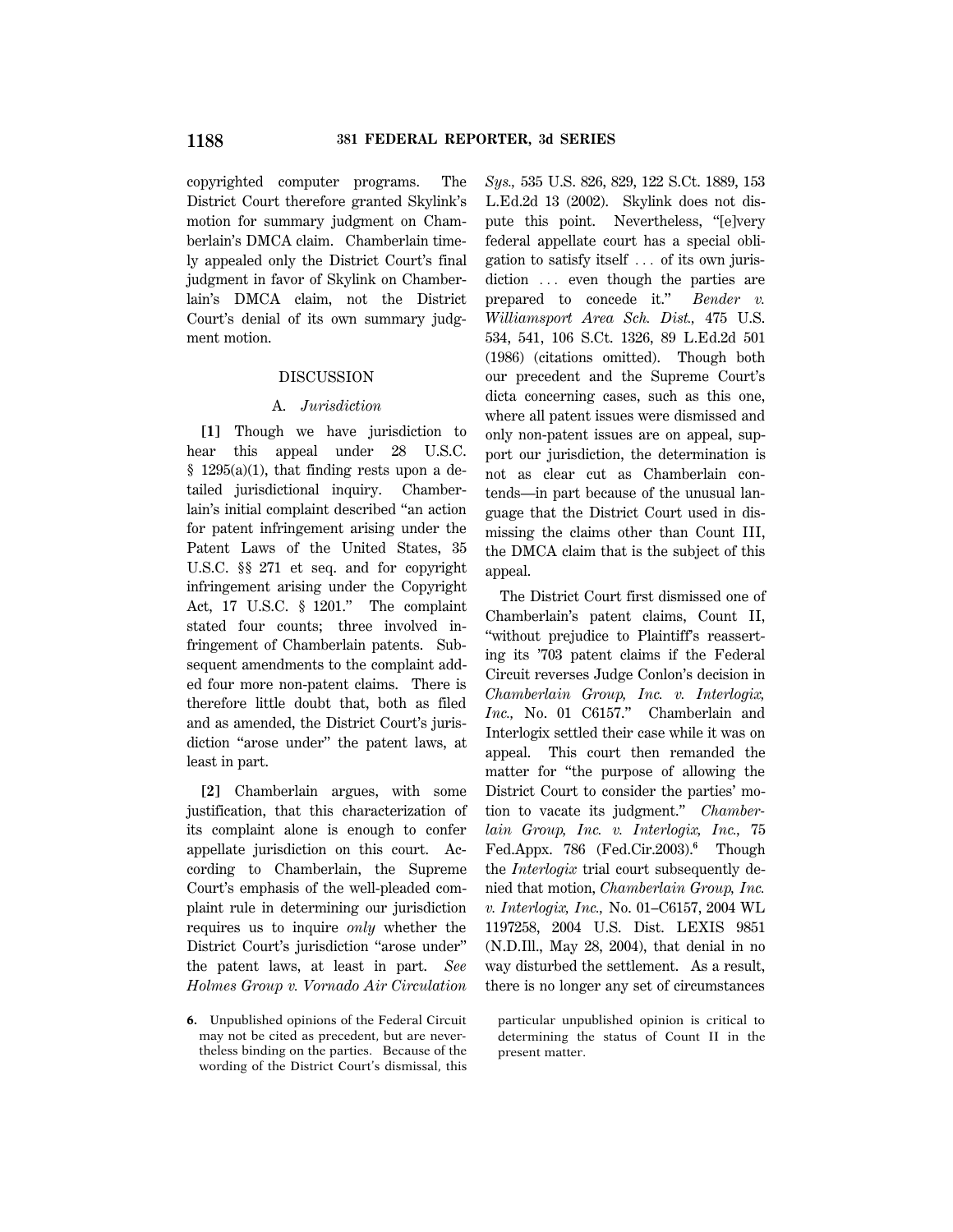copyrighted computer programs. The District Court therefore granted Skylink's motion for summary judgment on Chamberlain's DMCA claim. Chamberlain timely appealed only the District Court's final judgment in favor of Skylink on Chamberlain's DMCA claim, not the District Court's denial of its own summary judgment motion.

## DISCUSSION

### A. *Jurisdiction*

**[1]** Though we have jurisdiction to hear this appeal under 28 U.S.C. § 1295(a)(1), that finding rests upon a detailed jurisdictional inquiry. Chamberlain's initial complaint described "an action for patent infringement arising under the Patent Laws of the United States, 35 U.S.C. §§ 271 et seq. and for copyright infringement arising under the Copyright Act, 17 U.S.C. § 1201." The complaint stated four counts; three involved infringement of Chamberlain patents. Subsequent amendments to the complaint added four more non-patent claims. There is therefore little doubt that, both as filed and as amended, the District Court's jurisdiction "arose under" the patent laws, at least in part.

**[2]** Chamberlain argues, with some justification, that this characterization of its complaint alone is enough to confer appellate jurisdiction on this court. According to Chamberlain, the Supreme Court's emphasis of the well-pleaded complaint rule in determining our jurisdiction requires us to inquire *only* whether the District Court's jurisdiction "arose under" the patent laws, at least in part. *See Holmes Group v. Vornado Air Circulation Sys.,* 535 U.S. 826, 829, 122 S.Ct. 1889, 153 L.Ed.2d 13 (2002). Skylink does not dispute this point. Nevertheless, "[e]very federal appellate court has a special obligation to satisfy itself ... of its own jurisdiction ... even though the parties are prepared to concede it." *Bender v. Williamsport Area Sch. Dist.,* 475 U.S. 534, 541, 106 S.Ct. 1326, 89 L.Ed.2d 501 (1986) (citations omitted). Though both our precedent and the Supreme Court's dicta concerning cases, such as this one, where all patent issues were dismissed and only non-patent issues are on appeal, support our jurisdiction, the determination is not as clear cut as Chamberlain contends—in part because of the unusual language that the District Court used in dismissing the claims other than Count III, the DMCA claim that is the subject of this appeal.

The District Court first dismissed one of Chamberlain's patent claims, Count II, "without prejudice to Plaintiff's reasserting its '703 patent claims if the Federal Circuit reverses Judge Conlon's decision in *Chamberlain Group, Inc. v. Interlogix, Inc.,* No. 01 C6157." Chamberlain and Interlogix settled their case while it was on appeal. This court then remanded the matter for "the purpose of allowing the District Court to consider the parties' motion to vacate its judgment." *Chamberlain Group, Inc. v. Interlogix, Inc.,* 75 Fed.Appx. 786 (Fed.Cir.2003).[6] Though the *Interlogix* trial court subsequently denied that motion, *Chamberlain Group, Inc. v. Interlogix, Inc.,* No. 01–C6157, 2004 WL 1197258, 2004 U.S. Dist. LEXIS 9851 (N.D.Ill., May 28, 2004), that denial in no way disturbed the settlement. As a result, there is no longer any set of circumstances

6. Unpublished opinions of the Federal Circuit may not be cited as precedent, but are nevertheless binding on the parties. Because of the wording of the District Court's dismissal, this particular unpublished opinion is critical to determining the status of Count II in the present matter.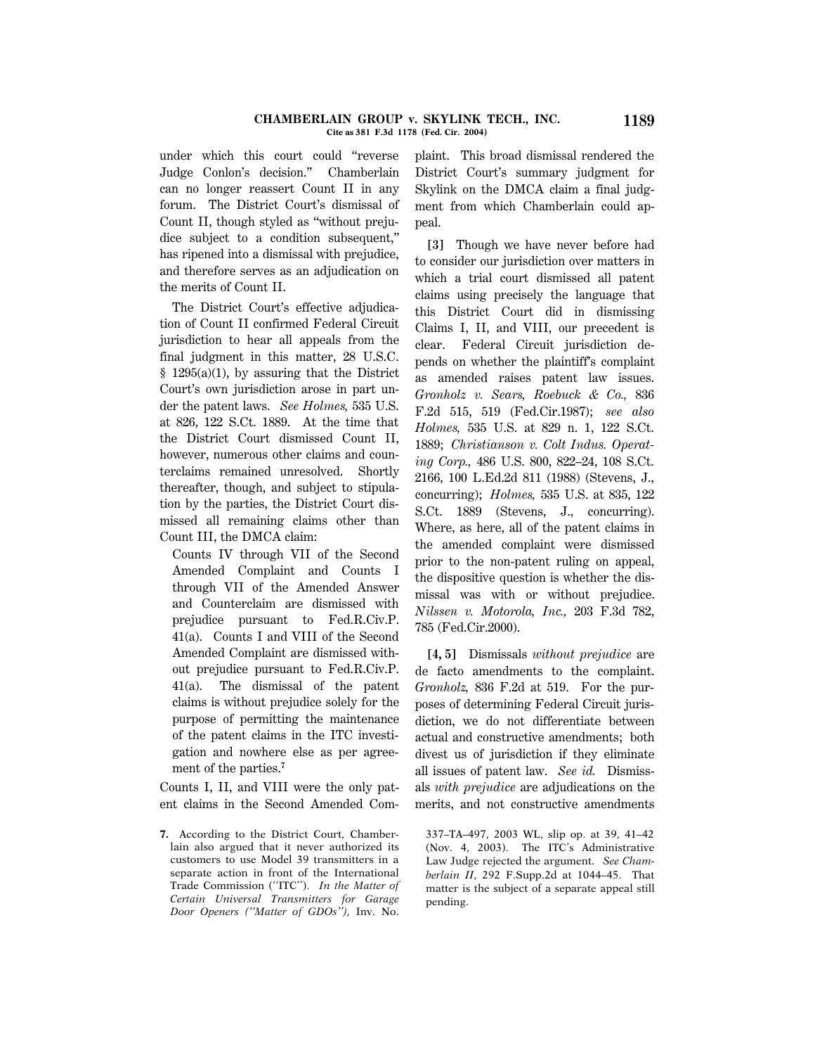under which this court could "reverse Judge Conlon's decision." Chamberlain can no longer reassert Count II in any forum. The District Court's dismissal of Count II, though styled as "without prejudice subject to a condition subsequent," has ripened into a dismissal with prejudice, and therefore serves as an adjudication on the merits of Count II.

The District Court's effective adjudication of Count II confirmed Federal Circuit jurisdiction to hear all appeals from the final judgment in this matter, 28 U.S.C. § 1295(a)(1), by assuring that the District Court's own jurisdiction arose in part under the patent laws. *See Holmes,* 535 U.S. at 826, 122 S.Ct. 1889. At the time that the District Court dismissed Count II, however, numerous other claims and counterclaims remained unresolved. Shortly thereafter, though, and subject to stipulation by the parties, the District Court dismissed all remaining claims other than Count III, the DMCA claim:

> Counts IV through VII of the Second Amended Complaint and Counts I through VII of the Amended Answer and Counterclaim are dismissed with prejudice pursuant to Fed.R.Civ.P. 41(a). Counts I and VIII of the Second Amended Complaint are dismissed without prejudice pursuant to Fed.R.Civ.P. 41(a). The dismissal of the patent claims is without prejudice solely for the purpose of permitting the maintenance of the patent claims in the ITC investigation and nowhere else as per agreement of the parties.[7]

Counts I, II, and VIII were the only patent claims in the Second Amended Complaint. This broad dismissal rendered the District Court's summary judgment for Skylink on the DMCA claim a final judgment from which Chamberlain could appeal.

**[3]** Though we have never before had to consider our jurisdiction over matters in which a trial court dismissed all patent claims using precisely the language that this District Court did in dismissing Claims I, II, and VIII, our precedent is clear. Federal Circuit jurisdiction depends on whether the plaintiff's complaint as amended raises patent law issues. *Gronholz v. Sears, Roebuck & Co.,* 836 F.2d 515, 519 (Fed.Cir.1987); *see also Holmes,* 535 U.S. at 829 n. 1, 122 S.Ct. 1889; *Christianson v. Colt Indus. Operating Corp.,* 486 U.S. 800, 822–24, 108 S.Ct. 2166, 100 L.Ed.2d 811 (1988) (Stevens, J., concurring); *Holmes,* 535 U.S. at 835, 122 S.Ct. 1889 (Stevens, J., concurring). Where, as here, all of the patent claims in the amended complaint were dismissed prior to the non-patent ruling on appeal, the dispositive question is whether the dismissal was with or without prejudice. *Nilssen v. Motorola, Inc.,* 203 F.3d 782, 785 (Fed.Cir.2000).

**[4, 5]** Dismissals *without prejudice* are de facto amendments to the complaint. *Gronholz,* 836 F.2d at 519. For the purposes of determining Federal Circuit jurisdiction, we do not differentiate between actual and constructive amendments; both divest us of jurisdiction if they eliminate all issues of patent law. *See id.* Dismissals *with prejudice* are adjudications on the merits, and not constructive amendments

---

7. According to the District Court, Chamberlain also argued that it never authorized its customers to use Model 39 transmitters in a separate action in front of the International Trade Commission ("ITC"). *In the Matter of Certain Universal Transmitters for Garage Door Openers ("Matter of GDOs"),* Inv. No. 337–TA–497, 2003 WL, slip op. at 39, 41–42 (Nov. 4, 2003). The ITC's Administrative Law Judge rejected the argument. *See Chamberlain II,* 292 F.Supp.2d at 1044–45. That matter is the subject of a separate appeal still pending.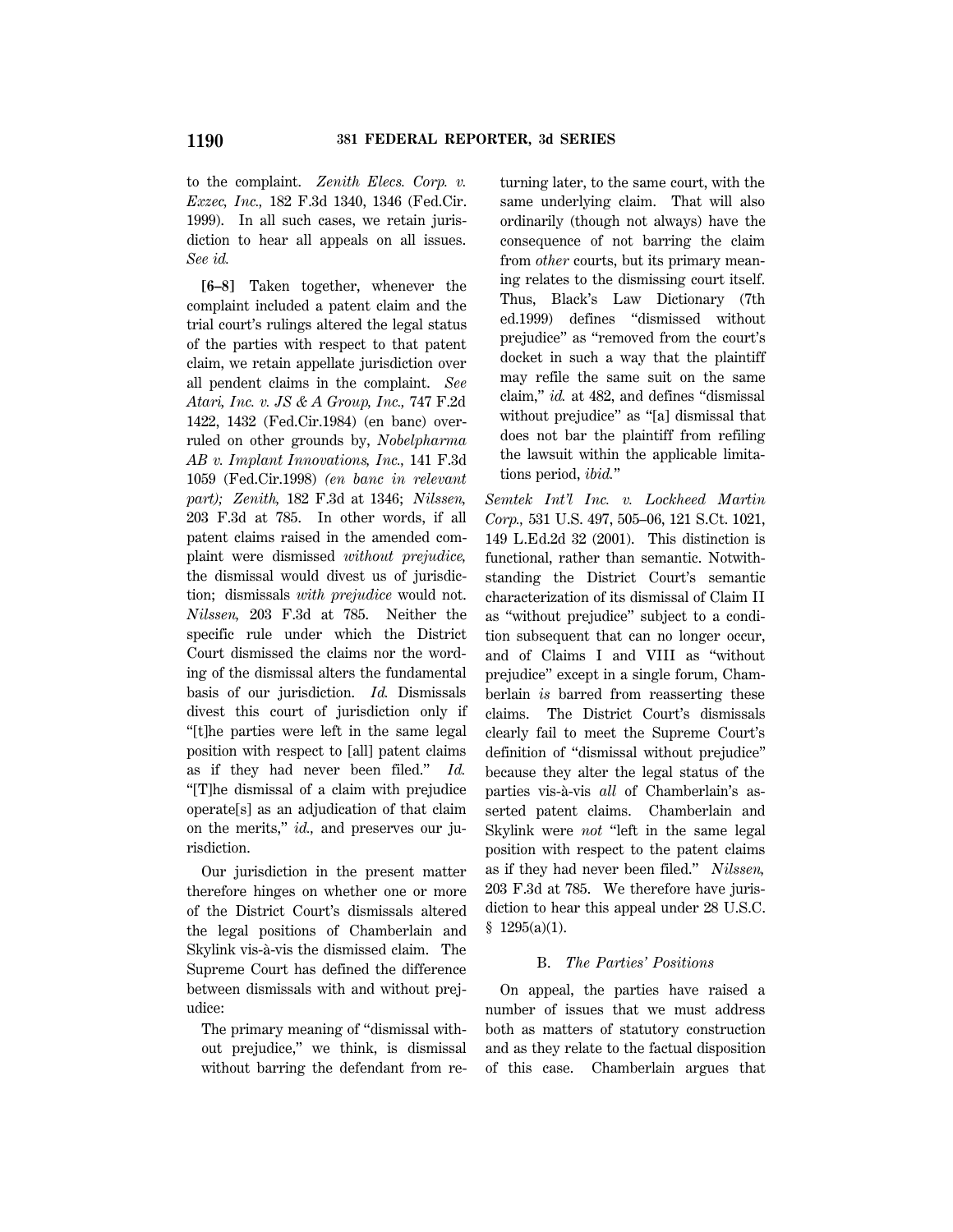to the complaint. *Zenith Elecs. Corp. v. Exzec, Inc.,* 182 F.3d 1340, 1346 (Fed.Cir. 1999). In all such cases, we retain jurisdiction to hear all appeals on all issues. *See id.*

**[6–8]** Taken together, whenever the complaint included a patent claim and the trial court's rulings altered the legal status of the parties with respect to that patent claim, we retain appellate jurisdiction over all pendent claims in the complaint. *See Atari, Inc. v. JS & A Group, Inc.,* 747 F.2d 1422, 1432 (Fed.Cir.1984) (en banc) overruled on other grounds by, *Nobelpharma AB v. Implant Innovations, Inc.,* 141 F.3d 1059 (Fed.Cir.1998) *(en banc in relevant part); Zenith,* 182 F.3d at 1346; *Nilssen,* 203 F.3d at 785. In other words, if all patent claims raised in the amended complaint were dismissed *without prejudice,* the dismissal would divest us of jurisdiction; dismissals *with prejudice* would not. *Nilssen,* 203 F.3d at 785. Neither the specific rule under which the District Court dismissed the claims nor the wording of the dismissal alters the fundamental basis of our jurisdiction. *Id.* Dismissals divest this court of jurisdiction only if "[t]he parties were left in the same legal position with respect to [all] patent claims as if they had never been filed." *Id.* "[T]he dismissal of a claim with prejudice operate[s] as an adjudication of that claim on the merits," *id.,* and preserves our jurisdiction.

Our jurisdiction in the present matter therefore hinges on whether one or more of the District Court's dismissals altered the legal positions of Chamberlain and Skylink vis-à-vis the dismissed claim. The Supreme Court has defined the difference between dismissals with and without prejudice:

> The primary meaning of "dismissal without prejudice," we think, is dismissal without barring the defendant from returning later, to the same court, with the same underlying claim. That will also ordinarily (though not always) have the consequence of not barring the claim from *other* courts, but its primary meaning relates to the dismissing court itself. Thus, Black's Law Dictionary (7th ed.1999) defines "dismissed without prejudice" as "removed from the court's docket in such a way that the plaintiff may refile the same suit on the same claim," *id.* at 482, and defines "dismissal without prejudice" as "[a] dismissal that does not bar the plaintiff from refiling the lawsuit within the applicable limitations period, *ibid.*"

*Semtek Int'l Inc. v. Lockheed Martin Corp.,* 531 U.S. 497, 505–06, 121 S.Ct. 1021, 149 L.Ed.2d 32 (2001). This distinction is functional, rather than semantic. Notwithstanding the District Court's semantic characterization of its dismissal of Claim II as "without prejudice" subject to a condition subsequent that can no longer occur, and of Claims I and VIII as "without prejudice" except in a single forum, Chamberlain *is* barred from reasserting these claims. The District Court's dismissals clearly fail to meet the Supreme Court's definition of "dismissal without prejudice" because they alter the legal status of the parties vis-à-vis *all* of Chamberlain's asserted patent claims. Chamberlain and Skylink were *not* "left in the same legal position with respect to the patent claims as if they had never been filed." *Nilssen,* 203 F.3d at 785. We therefore have jurisdiction to hear this appeal under 28 U.S.C. § 1295(a)(1).

### B. *The Parties' Positions*

On appeal, the parties have raised a number of issues that we must address both as matters of statutory construction and as they relate to the factual disposition of this case. Chamberlain argues that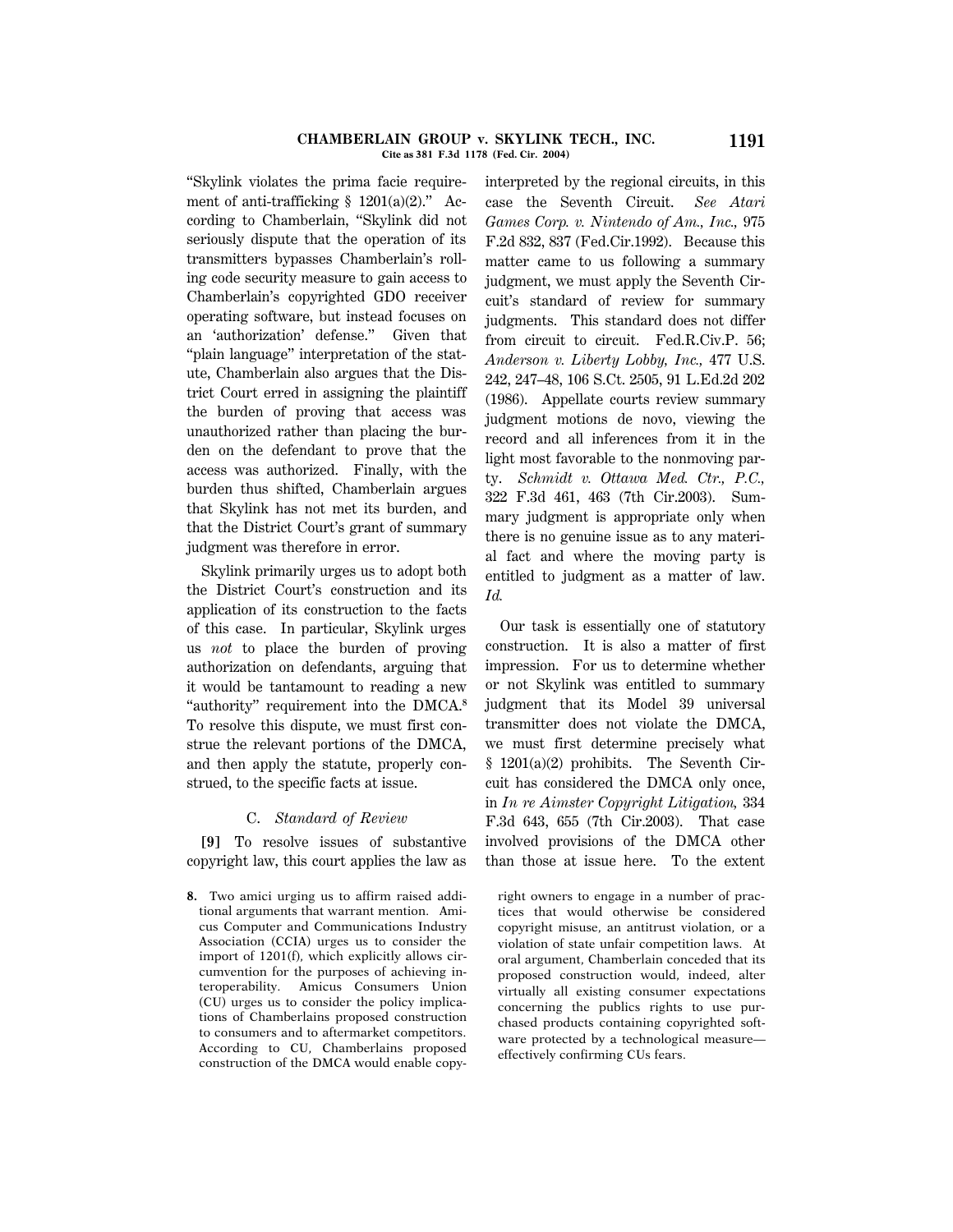"Skylink violates the prima facie requirement of anti-trafficking § 1201(a)(2)." According to Chamberlain, "Skylink did not seriously dispute that the operation of its transmitters bypasses Chamberlain's rolling code security measure to gain access to Chamberlain's copyrighted GDO receiver operating software, but instead focuses on an 'authorization' defense." Given that "plain language" interpretation of the statute, Chamberlain also argues that the District Court erred in assigning the plaintiff the burden of proving that access was unauthorized rather than placing the burden on the defendant to prove that the access was authorized. Finally, with the burden thus shifted, Chamberlain argues that Skylink has not met its burden, and that the District Court's grant of summary judgment was therefore in error.

Skylink primarily urges us to adopt both the District Court's construction and its application of its construction to the facts of this case. In particular, Skylink urges us *not* to place the burden of proving authorization on defendants, arguing that it would be tantamount to reading a new "authority" requirement into the DMCA.[8] To resolve this dispute, we must first construe the relevant portions of the DMCA, and then apply the statute, properly construed, to the specific facts at issue.

### C. *Standard of Review*

**[9]** To resolve issues of substantive copyright law, this court applies the law as interpreted by the regional circuits, in this case the Seventh Circuit. *See Atari Games Corp. v. Nintendo of Am., Inc.,* 975 F.2d 832, 837 (Fed.Cir.1992). Because this matter came to us following a summary judgment, we must apply the Seventh Circuit's standard of review for summary judgments. This standard does not differ from circuit to circuit. Fed.R.Civ.P. 56; *Anderson v. Liberty Lobby, Inc.,* 477 U.S. 242, 247–48, 106 S.Ct. 2505, 91 L.Ed.2d 202 (1986). Appellate courts review summary judgment motions de novo, viewing the record and all inferences from it in the light most favorable to the nonmoving party. *Schmidt v. Ottawa Med. Ctr., P.C.,* 322 F.3d 461, 463 (7th Cir.2003). Summary judgment is appropriate only when there is no genuine issue as to any material fact and where the moving party is entitled to judgment as a matter of law. *Id.*

Our task is essentially one of statutory construction. It is also a matter of first impression. For us to determine whether or not Skylink was entitled to summary judgment that its Model 39 universal transmitter does not violate the DMCA, we must first determine precisely what § 1201(a)(2) prohibits. The Seventh Circuit has considered the DMCA only once, in *In re Aimster Copyright Litigation,* 334 F.3d 643, 655 (7th Cir.2003). That case involved provisions of the DMCA other than those at issue here. To the extent

---

8. Two amici urging us to affirm raised additional arguments that warrant mention. Amicus Computer and Communications Industry Association (CCIA) urges us to consider the import of 1201(f), which explicitly allows circumvention for the purposes of achieving interoperability. Amicus Consumers Union (CU) urges us to consider the policy implications of Chamberlains proposed construction to consumers and to aftermarket competitors. According to CU, Chamberlains proposed construction of the DMCA would enable copyright owners to engage in a number of practices that would otherwise be considered copyright misuse, an antitrust violation, or a violation of state unfair competition laws. At oral argument, Chamberlain conceded that its proposed construction would, indeed, alter virtually all existing consumer expectations concerning the publics rights to use purchased products containing copyrighted software protected by a technological measure—effectively confirming CUs fears.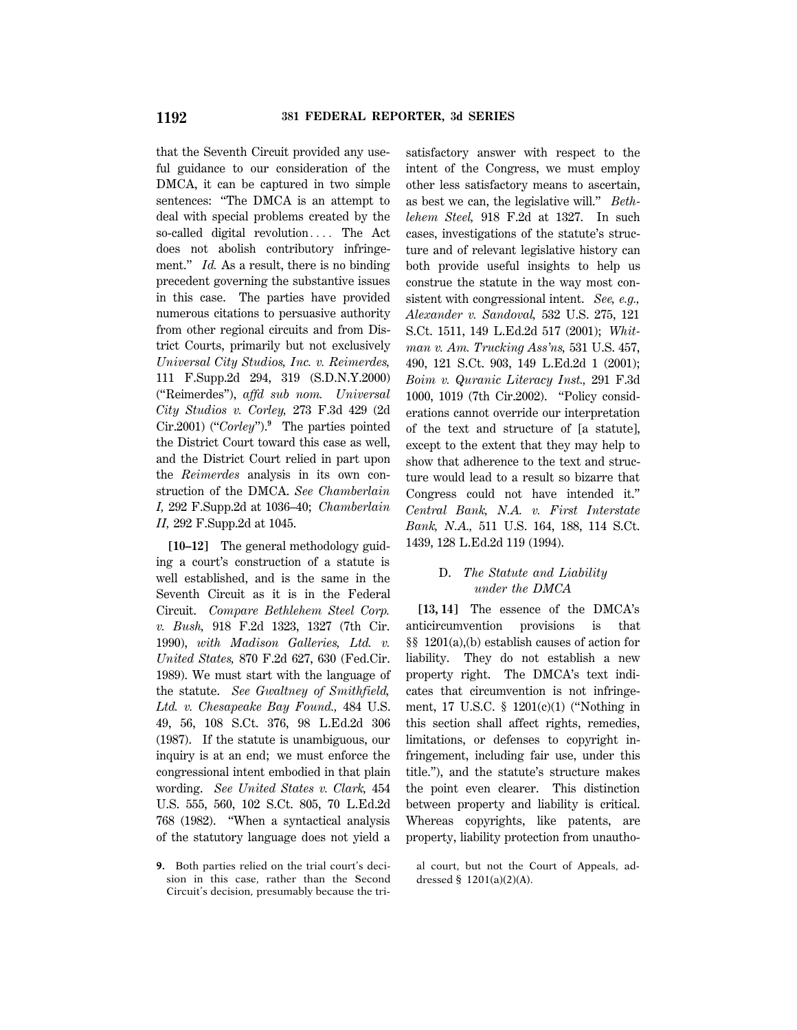that the Seventh Circuit provided any useful guidance to our consideration of the DMCA, it can be captured in two simple sentences: "The DMCA is an attempt to deal with special problems created by the so-called digital revolution.... The Act does not abolish contributory infringement." *Id.* As a result, there is no binding precedent governing the substantive issues in this case. The parties have provided numerous citations to persuasive authority from other regional circuits and from District Courts, primarily but not exclusively *Universal City Studios, Inc. v. Reimerdes,* 111 F.Supp.2d 294, 319 (S.D.N.Y.2000) ("Reimerdes"), *affd sub nom. Universal City Studios v. Corley,* 273 F.3d 429 (2d Cir.2001) ("*Corley*").[9] The parties pointed the District Court toward this case as well, and the District Court relied in part upon the *Reimerdes* analysis in its own construction of the DMCA. *See Chamberlain I,* 292 F.Supp.2d at 1036–40; *Chamberlain II,* 292 F.Supp.2d at 1045.

**[10–12]** The general methodology guiding a court's construction of a statute is well established, and is the same in the Seventh Circuit as it is in the Federal Circuit. *Compare Bethlehem Steel Corp. v. Bush,* 918 F.2d 1323, 1327 (7th Cir. 1990), *with Madison Galleries, Ltd. v. United States,* 870 F.2d 627, 630 (Fed.Cir. 1989). We must start with the language of the statute. *See Gwaltney of Smithfield, Ltd. v. Chesapeake Bay Found.,* 484 U.S. 49, 56, 108 S.Ct. 376, 98 L.Ed.2d 306 (1987). If the statute is unambiguous, our inquiry is at an end; we must enforce the congressional intent embodied in that plain wording. *See United States v. Clark,* 454 U.S. 555, 560, 102 S.Ct. 805, 70 L.Ed.2d 768 (1982). "When a syntactical analysis of the statutory language does not yield a satisfactory answer with respect to the intent of the Congress, we must employ other less satisfactory means to ascertain, as best we can, the legislative will." *Bethlehem Steel,* 918 F.2d at 1327. In such cases, investigations of the statute's structure and of relevant legislative history can both provide useful insights to help us construe the statute in the way most consistent with congressional intent. *See, e.g., Alexander v. Sandoval,* 532 U.S. 275, 121 S.Ct. 1511, 149 L.Ed.2d 517 (2001); *Whitman v. Am. Trucking Ass'ns,* 531 U.S. 457, 490, 121 S.Ct. 903, 149 L.Ed.2d 1 (2001); *Boim v. Quranic Literacy Inst.,* 291 F.3d 1000, 1019 (7th Cir.2002). "Policy considerations cannot override our interpretation of the text and structure of [a statute], except to the extent that they may help to show that adherence to the text and structure would lead to a result so bizarre that Congress could not have intended it." *Central Bank, N.A. v. First Interstate Bank, N.A.,* 511 U.S. 164, 188, 114 S.Ct. 1439, 128 L.Ed.2d 119 (1994).

### D. *The Statute and Liability under the DMCA*

**[13, 14]** The essence of the DMCA's anticircumvention provisions is that §§ 1201(a),(b) establish causes of action for liability. They do not establish a new property right. The DMCA's text indicates that circumvention is not infringement, 17 U.S.C. § 1201(c)(1) ("Nothing in this section shall affect rights, remedies, limitations, or defenses to copyright infringement, including fair use, under this title."), and the statute's structure makes the point even clearer. This distinction between property and liability is critical. Whereas copyrights, like patents, are property, liability protection from unautho-

---

9. Both parties relied on the trial court's decision in this case, rather than the Second Circuit's decision, presumably because the trial court, but not the Court of Appeals, addressed § 1201(a)(2)(A).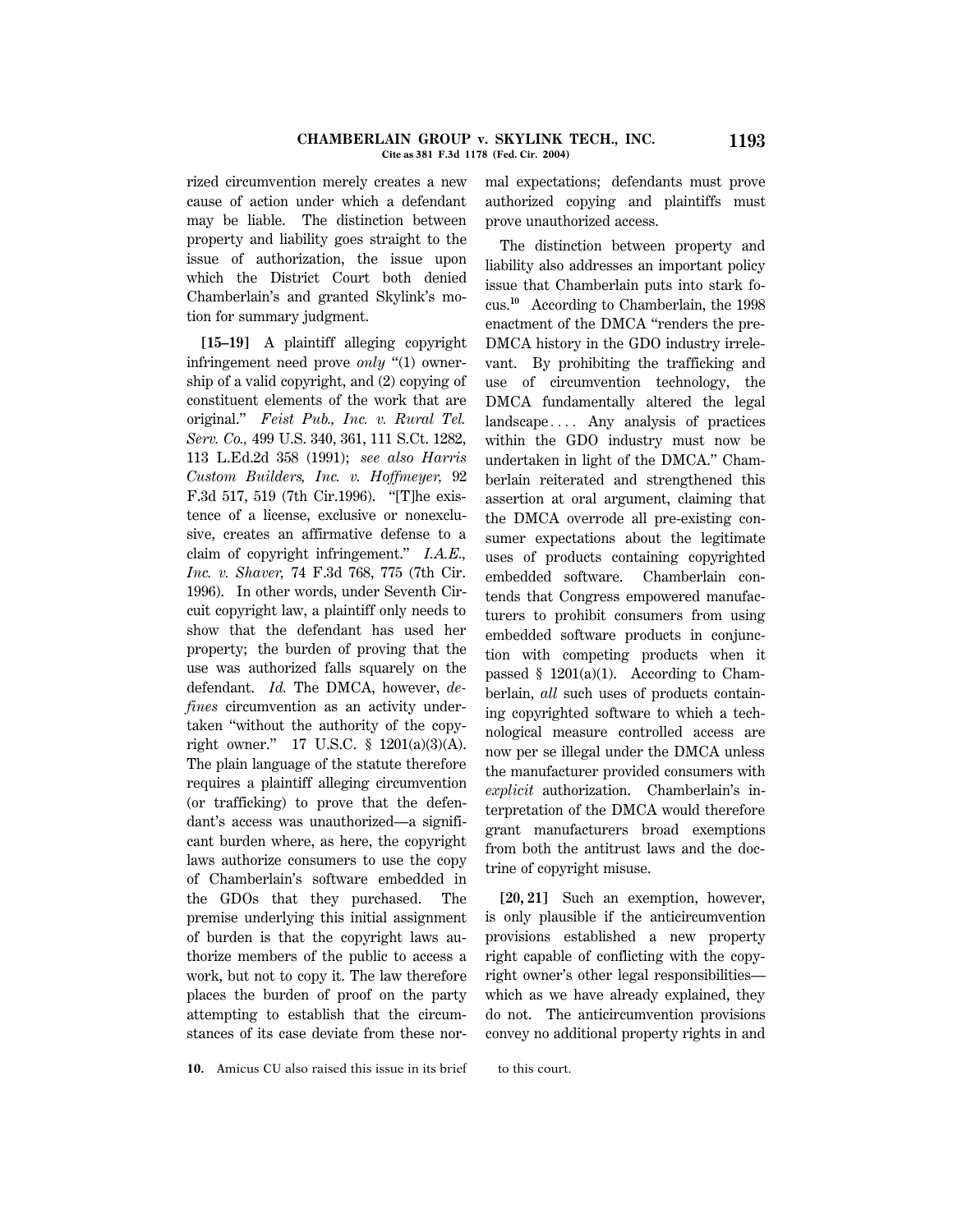rized circumvention merely creates a new cause of action under which a defendant may be liable. The distinction between property and liability goes straight to the issue of authorization, the issue upon which the District Court both denied Chamberlain's and granted Skylink's motion for summary judgment.

**[15–19]** A plaintiff alleging copyright infringement need prove *only* "(1) ownership of a valid copyright, and (2) copying of constituent elements of the work that are original." *Feist Pub., Inc. v. Rural Tel. Serv. Co.,* 499 U.S. 340, 361, 111 S.Ct. 1282, 113 L.Ed.2d 358 (1991); *see also Harris Custom Builders, Inc. v. Hoffmeyer,* 92 F.3d 517, 519 (7th Cir.1996). "[T]he existence of a license, exclusive or nonexclusive, creates an affirmative defense to a claim of copyright infringement." *I.A.E., Inc. v. Shaver,* 74 F.3d 768, 775 (7th Cir. 1996). In other words, under Seventh Circuit copyright law, a plaintiff only needs to show that the defendant has used her property; the burden of proving that the use was authorized falls squarely on the defendant. *Id.* The DMCA, however, *defines* circumvention as an activity undertaken "without the authority of the copyright owner." 17 U.S.C. § 1201(a)(3)(A). The plain language of the statute therefore requires a plaintiff alleging circumvention (or trafficking) to prove that the defendant's access was unauthorized—a significant burden where, as here, the copyright laws authorize consumers to use the copy of Chamberlain's software embedded in the GDOs that they purchased. The premise underlying this initial assignment of burden is that the copyright laws authorize members of the public to access a work, but not to copy it. The law therefore places the burden of proof on the party attempting to establish that the circumstances of its case deviate from these normal expectations; defendants must prove authorized copying and plaintiffs must prove unauthorized access.

The distinction between property and liability also addresses an important policy issue that Chamberlain puts into stark focus.[10] According to Chamberlain, the 1998 enactment of the DMCA "renders the pre-DMCA history in the GDO industry irrelevant. By prohibiting the trafficking and use of circumvention technology, the DMCA fundamentally altered the legal landscape.... Any analysis of practices within the GDO industry must now be undertaken in light of the DMCA." Chamberlain reiterated and strengthened this assertion at oral argument, claiming that the DMCA overrode all pre-existing consumer expectations about the legitimate uses of products containing copyrighted embedded software. Chamberlain contends that Congress empowered manufacturers to prohibit consumers from using embedded software products in conjunction with competing products when it passed § 1201(a)(1). According to Chamberlain, *all* such uses of products containing copyrighted software to which a technological measure controlled access are now per se illegal under the DMCA unless the manufacturer provided consumers with *explicit* authorization. Chamberlain's interpretation of the DMCA would therefore grant manufacturers broad exemptions from both the antitrust laws and the doctrine of copyright misuse.

**[20, 21]** Such an exemption, however, is only plausible if the anticircumvention provisions established a new property right capable of conflicting with the copyright owner's other legal responsibilities—which as we have already explained, they do not. The anticircumvention provisions convey no additional property rights in and

**10.** Amicus CU also raised this issue in its brief to this court.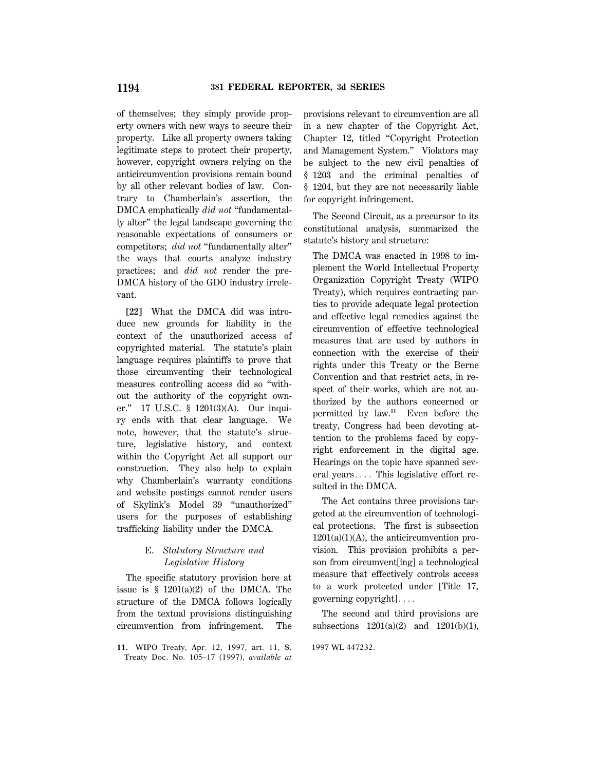of themselves; they simply provide property owners with new ways to secure their property. Like all property owners taking legitimate steps to protect their property, however, copyright owners relying on the anticircumvention provisions remain bound by all other relevant bodies of law. Contrary to Chamberlain's assertion, the DMCA emphatically *did not* "fundamentally alter" the legal landscape governing the reasonable expectations of consumers or competitors; *did not* "fundamentally alter" the ways that courts analyze industry practices; and *did not* render the pre-DMCA history of the GDO industry irrelevant.

**[22]** What the DMCA did was introduce new grounds for liability in the context of the unauthorized access of copyrighted material. The statute's plain language requires plaintiffs to prove that those circumventing their technological measures controlling access did so "without the authority of the copyright owner." 17 U.S.C. § 1201(3)(A). Our inquiry ends with that clear language. We note, however, that the statute's structure, legislative history, and context within the Copyright Act all support our construction. They also help to explain why Chamberlain's warranty conditions and website postings cannot render users of Skylink's Model 39 "unauthorized" users for the purposes of establishing trafficking liability under the DMCA.

### E. *Statutory Structure and Legislative History*

The specific statutory provision here at issue is § 1201(a)(2) of the DMCA. The structure of the DMCA follows logically from the textual provisions distinguishing circumvention from infringement. The provisions relevant to circumvention are all in a new chapter of the Copyright Act, Chapter 12, titled "Copyright Protection and Management System." Violators may be subject to the new civil penalties of § 1203 and the criminal penalties of § 1204, but they are not necessarily liable for copyright infringement.

The Second Circuit, as a precursor to its constitutional analysis, summarized the statute's history and structure:

> The DMCA was enacted in 1998 to implement the World Intellectual Property Organization Copyright Treaty (WIPO Treaty), which requires contracting parties to provide adequate legal protection and effective legal remedies against the circumvention of effective technological measures that are used by authors in connection with the exercise of their rights under this Treaty or the Berne Convention and that restrict acts, in respect of their works, which are not authorized by the authors concerned or permitted by law.[11] Even before the treaty, Congress had been devoting attention to the problems faced by copyright enforcement in the digital age. Hearings on the topic have spanned several years.... This legislative effort resulted in the DMCA.
>
> The Act contains three provisions targeted at the circumvention of technological protections. The first is subsection 1201(a)(1)(A), the anticircumvention provision. This provision prohibits a person from circumvent[ing] a technological measure that effectively controls access to a work protected under [Title 17, governing copyright]....
>
> The second and third provisions are subsections 1201(a)(2) and 1201(b)(1),

11. WIPO Treaty, Apr. 12, 1997, art. 11, S. Treaty Doc. No. 105–17 (1997), *available at* 1997 WL 447232.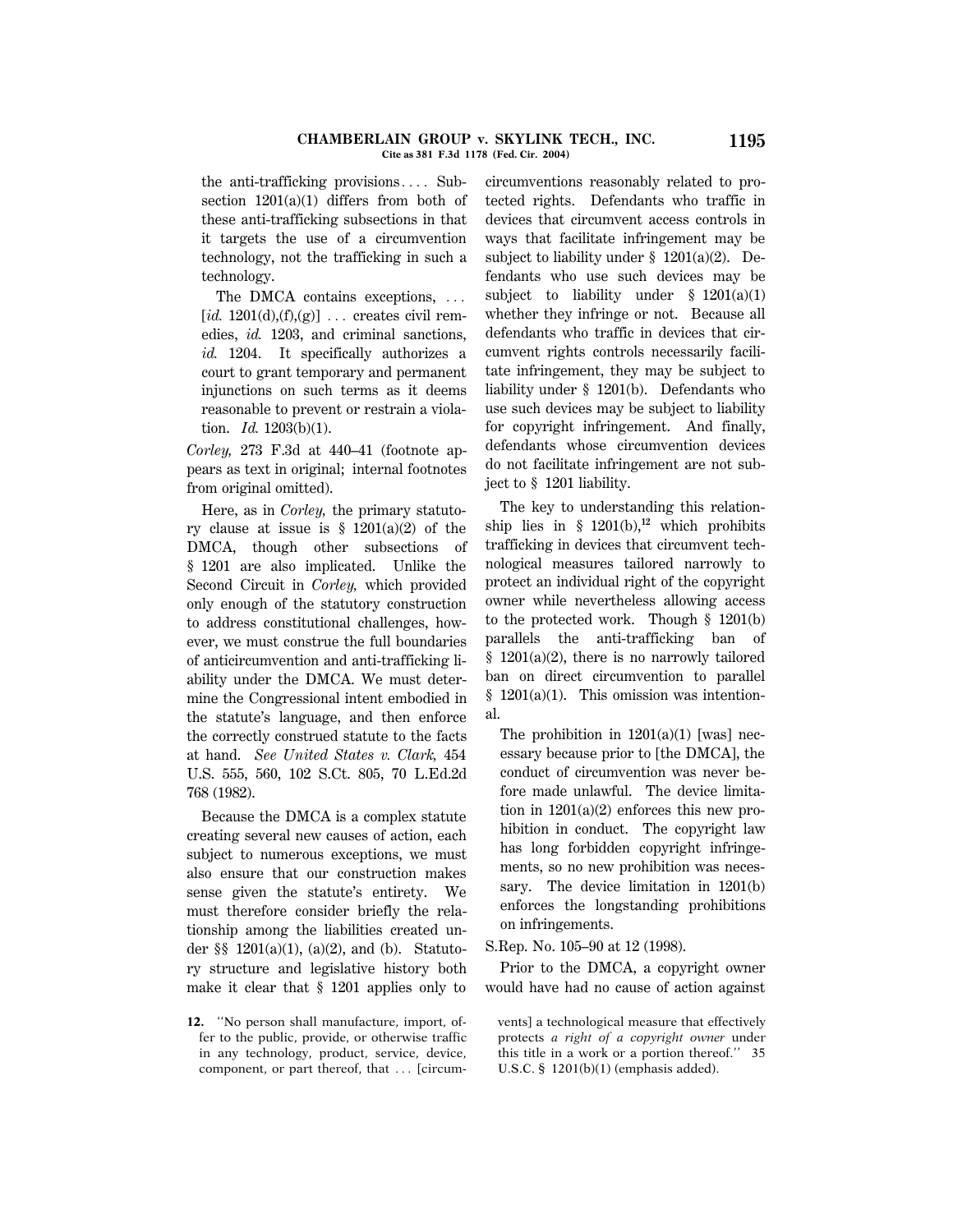the anti-trafficking provisions.... Subsection 1201(a)(1) differs from both of these anti-trafficking subsections in that it targets the use of a circumvention technology, not the trafficking in such a technology.

> The DMCA contains exceptions, ... [*id.* 1201(d),(f),(g)] ... creates civil remedies, *id.* 1203, and criminal sanctions, *id.* 1204. It specifically authorizes a court to grant temporary and permanent injunctions on such terms as it deems reasonable to prevent or restrain a violation. *Id.* 1203(b)(1).

*Corley,* 273 F.3d at 440–41 (footnote appears as text in original; internal footnotes from original omitted).

Here, as in *Corley,* the primary statutory clause at issue is § 1201(a)(2) of the DMCA, though other subsections of § 1201 are also implicated. Unlike the Second Circuit in *Corley,* which provided only enough of the statutory construction to address constitutional challenges, however, we must construe the full boundaries of anticircumvention and anti-trafficking liability under the DMCA. We must determine the Congressional intent embodied in the statute's language, and then enforce the correctly construed statute to the facts at hand. *See United States v. Clark,* 454 U.S. 555, 560, 102 S.Ct. 805, 70 L.Ed.2d 768 (1982).

Because the DMCA is a complex statute creating several new causes of action, each subject to numerous exceptions, we must also ensure that our construction makes sense given the statute's entirety. We must therefore consider briefly the relationship among the liabilities created under §§ 1201(a)(1), (a)(2), and (b). Statutory structure and legislative history both make it clear that § 1201 applies only to circumventions reasonably related to protected rights. Defendants who traffic in devices that circumvent access controls in ways that facilitate infringement may be subject to liability under § 1201(a)(2). Defendants who use such devices may be subject to liability under § 1201(a)(1) whether they infringe or not. Because all defendants who traffic in devices that circumvent rights controls necessarily facilitate infringement, they may be subject to liability under § 1201(b). Defendants who use such devices may be subject to liability for copyright infringement. And finally, defendants whose circumvention devices do not facilitate infringement are not subject to § 1201 liability.

The key to understanding this relationship lies in § 1201(b),[12] which prohibits trafficking in devices that circumvent technological measures tailored narrowly to protect an individual right of the copyright owner while nevertheless allowing access to the protected work. Though § 1201(b) parallels the anti-trafficking ban of § 1201(a)(2), there is no narrowly tailored ban on direct circumvention to parallel § 1201(a)(1). This omission was intentional.

> The prohibition in 1201(a)(1) [was] necessary because prior to [the DMCA], the conduct of circumvention was never before made unlawful. The device limitation in 1201(a)(2) enforces this new prohibition in conduct. The copyright law has long forbidden copyright infringements, so no new prohibition was necessary. The device limitation in 1201(b) enforces the longstanding prohibitions on infringements.

S.Rep. No. 105–90 at 12 (1998).

Prior to the DMCA, a copyright owner would have had no cause of action against

12. "No person shall manufacture, import, offer to the public, provide, or otherwise traffic in any technology, product, service, device, component, or part thereof, that ... [circumvents] a technological measure that effectively protects *a right of a copyright owner* under this title in a work or a portion thereof." 35 U.S.C. § 1201(b)(1) (emphasis added).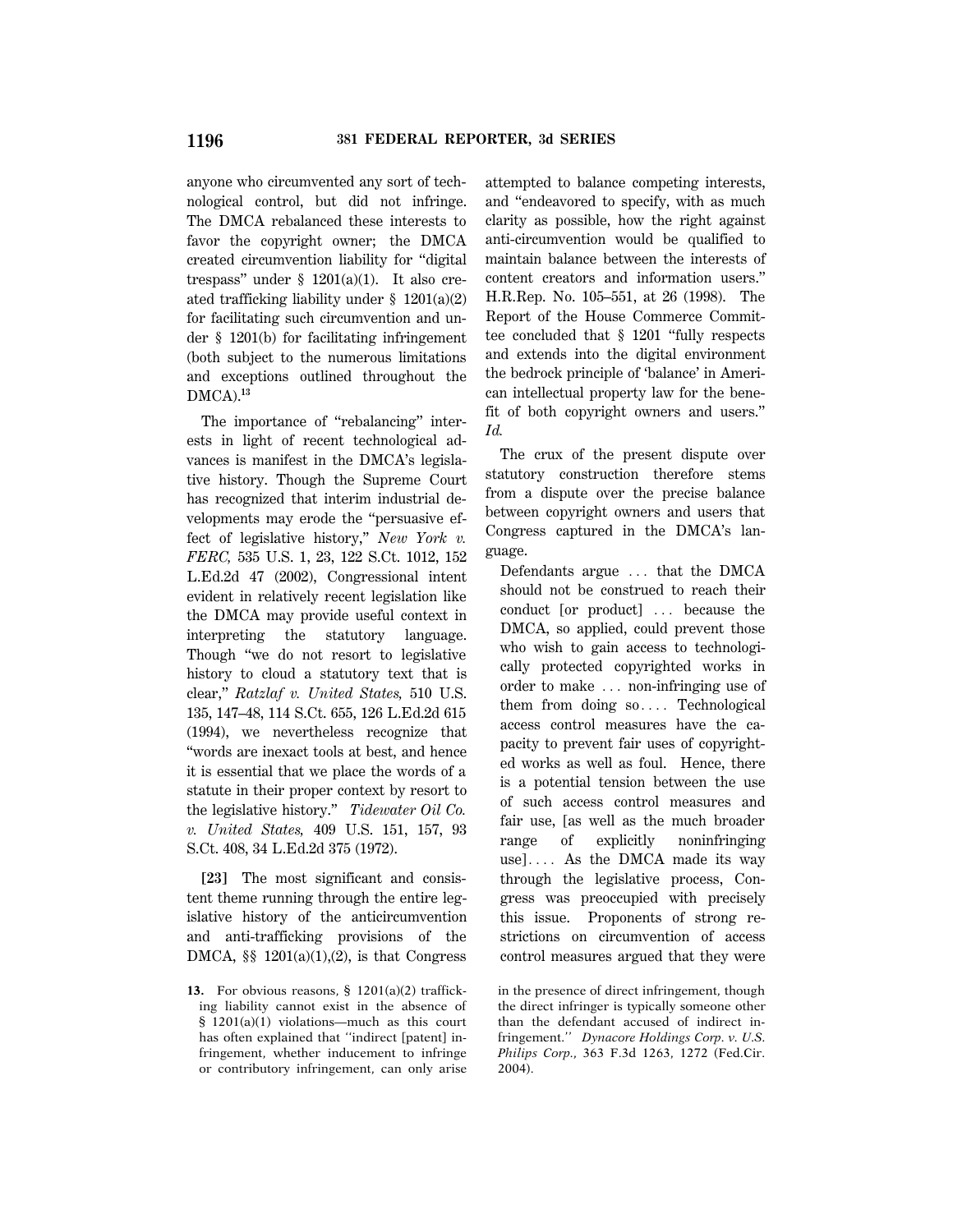anyone who circumvented any sort of technological control, but did not infringe. The DMCA rebalanced these interests to favor the copyright owner; the DMCA created circumvention liability for "digital trespass" under § 1201(a)(1). It also created trafficking liability under § 1201(a)(2) for facilitating such circumvention and under § 1201(b) for facilitating infringement (both subject to the numerous limitations and exceptions outlined throughout the DMCA).[13]

The importance of "rebalancing" interests in light of recent technological advances is manifest in the DMCA's legislative history. Though the Supreme Court has recognized that interim industrial developments may erode the "persuasive effect of legislative history," *New York v. FERC,* 535 U.S. 1, 23, 122 S.Ct. 1012, 152 L.Ed.2d 47 (2002), Congressional intent evident in relatively recent legislation like the DMCA may provide useful context in interpreting the statutory language. Though "we do not resort to legislative history to cloud a statutory text that is clear," *Ratzlaf v. United States,* 510 U.S. 135, 147–48, 114 S.Ct. 655, 126 L.Ed.2d 615 (1994), we nevertheless recognize that "words are inexact tools at best, and hence it is essential that we place the words of a statute in their proper context by resort to the legislative history." *Tidewater Oil Co. v. United States,* 409 U.S. 151, 157, 93 S.Ct. 408, 34 L.Ed.2d 375 (1972).

**[23]** The most significant and consistent theme running through the entire legislative history of the anticircumvention and anti-trafficking provisions of the DMCA, §§ 1201(a)(1),(2), is that Congress attempted to balance competing interests, and "endeavored to specify, with as much clarity as possible, how the right against anti-circumvention would be qualified to maintain balance between the interests of content creators and information users." H.R.Rep. No. 105–551, at 26 (1998). The Report of the House Commerce Committee concluded that § 1201 "fully respects and extends into the digital environment the bedrock principle of 'balance' in American intellectual property law for the benefit of both copyright owners and users." *Id.*

The crux of the present dispute over statutory construction therefore stems from a dispute over the precise balance between copyright owners and users that Congress captured in the DMCA's language.

> Defendants argue ... that the DMCA should not be construed to reach their conduct [or product] ... because the DMCA, so applied, could prevent those who wish to gain access to technologically protected copyrighted works in order to make ... non-infringing use of them from doing so.... Technological access control measures have the capacity to prevent fair uses of copyrighted works as well as foul. Hence, there is a potential tension between the use of such access control measures and fair use, [as well as the much broader range of explicitly noninfringing use].... As the DMCA made its way through the legislative process, Congress was preoccupied with precisely this issue. Proponents of strong restrictions on circumvention of access control measures argued that they were

---

**13.** For obvious reasons, § 1201(a)(2) trafficking liability cannot exist in the absence of § 1201(a)(1) violations—much as this court has often explained that "indirect [patent] infringement, whether inducement to infringe or contributory infringement, can only arise in the presence of direct infringement, though the direct infringer is typically someone other than the defendant accused of indirect infringement." *Dynacore Holdings Corp. v. U.S. Philips Corp.,* 363 F.3d 1263, 1272 (Fed.Cir. 2004).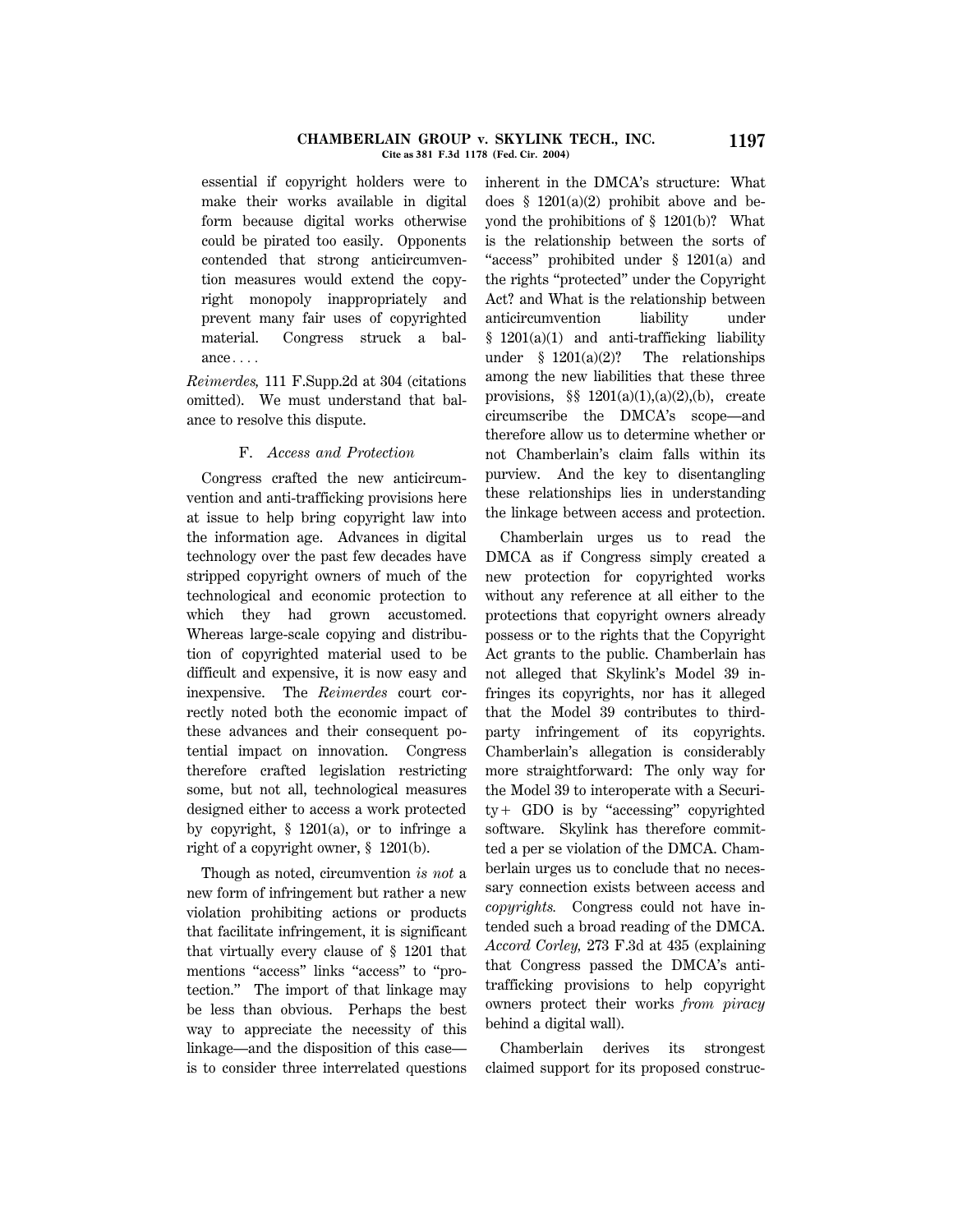essential if copyright holders were to make their works available in digital form because digital works otherwise could be pirated too easily. Opponents contended that strong anticircumvention measures would extend the copyright monopoly inappropriately and prevent many fair uses of copyrighted material. Congress struck a balance....

*Reimerdes,* 111 F.Supp.2d at 304 (citations omitted). We must understand that balance to resolve this dispute.

### F. *Access and Protection*

Congress crafted the new anticircumvention and anti-trafficking provisions here at issue to help bring copyright law into the information age. Advances in digital technology over the past few decades have stripped copyright owners of much of the technological and economic protection to which they had grown accustomed. Whereas large-scale copying and distribution of copyrighted material used to be difficult and expensive, it is now easy and inexpensive. The *Reimerdes* court correctly noted both the economic impact of these advances and their consequent potential impact on innovation. Congress therefore crafted legislation restricting some, but not all, technological measures designed either to access a work protected by copyright, § 1201(a), or to infringe a right of a copyright owner, § 1201(b).

Though as noted, circumvention *is not* a new form of infringement but rather a new violation prohibiting actions or products that facilitate infringement, it is significant that virtually every clause of § 1201 that mentions "access" links "access" to "protection." The import of that linkage may be less than obvious. Perhaps the best way to appreciate the necessity of this linkage—and the disposition of this case—is to consider three interrelated questions inherent in the DMCA's structure: What does § 1201(a)(2) prohibit above and beyond the prohibitions of § 1201(b)? What is the relationship between the sorts of "access" prohibited under § 1201(a) and the rights "protected" under the Copyright Act? and What is the relationship between anticircumvention liability under § 1201(a)(1) and anti-trafficking liability under § 1201(a)(2)? The relationships among the new liabilities that these three provisions, §§ 1201(a)(1),(a)(2),(b), create circumscribe the DMCA's scope—and therefore allow us to determine whether or not Chamberlain's claim falls within its purview. And the key to disentangling these relationships lies in understanding the linkage between access and protection.

Chamberlain urges us to read the DMCA as if Congress simply created a new protection for copyrighted works without any reference at all either to the protections that copyright owners already possess or to the rights that the Copyright Act grants to the public. Chamberlain has not alleged that Skylink's Model 39 infringes its copyrights, nor has it alleged that the Model 39 contributes to third-party infringement of its copyrights. Chamberlain's allegation is considerably more straightforward: The only way for the Model 39 to interoperate with a Security+ GDO is by "accessing" copyrighted software. Skylink has therefore committed a per se violation of the DMCA. Chamberlain urges us to conclude that no necessary connection exists between access and *copyrights.* Congress could not have intended such a broad reading of the DMCA. *Accord Corley,* 273 F.3d at 435 (explaining that Congress passed the DMCA's anti-trafficking provisions to help copyright owners protect their works *from piracy* behind a digital wall).

Chamberlain derives its strongest claimed support for its proposed construc-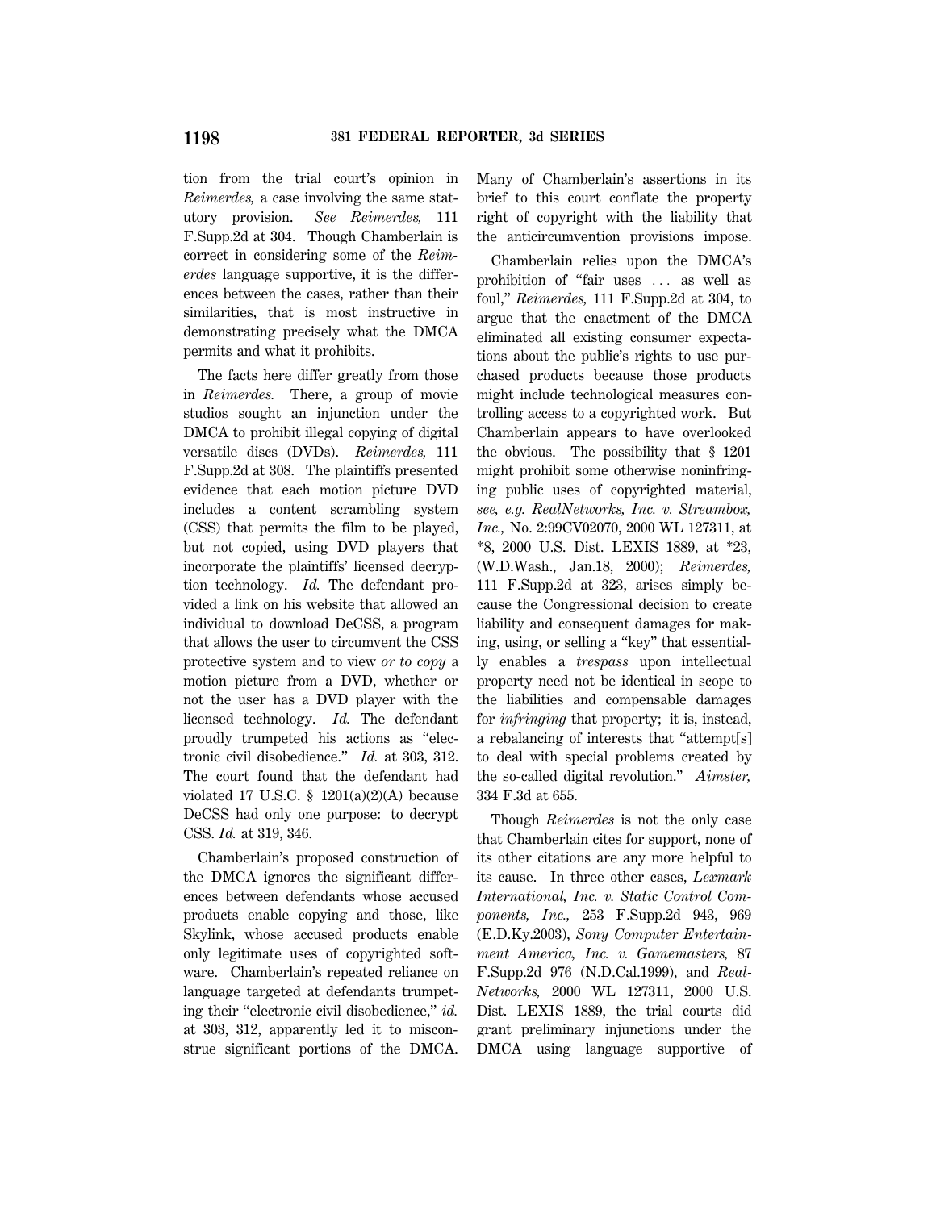tion from the trial court's opinion in *Reimerdes,* a case involving the same statutory provision. *See Reimerdes,* 111 F.Supp.2d at 304. Though Chamberlain is correct in considering some of the *Reimerdes* language supportive, it is the differences between the cases, rather than their similarities, that is most instructive in demonstrating precisely what the DMCA permits and what it prohibits.

The facts here differ greatly from those in *Reimerdes.* There, a group of movie studios sought an injunction under the DMCA to prohibit illegal copying of digital versatile discs (DVDs). *Reimerdes,* 111 F.Supp.2d at 308. The plaintiffs presented evidence that each motion picture DVD includes a content scrambling system (CSS) that permits the film to be played, but not copied, using DVD players that incorporate the plaintiffs' licensed decryption technology. *Id.* The defendant provided a link on his website that allowed an individual to download DeCSS, a program that allows the user to circumvent the CSS protective system and to view *or to copy* a motion picture from a DVD, whether or not the user has a DVD player with the licensed technology. *Id.* The defendant proudly trumpeted his actions as "electronic civil disobedience." *Id.* at 303, 312. The court found that the defendant had violated 17 U.S.C. § 1201(a)(2)(A) because DeCSS had only one purpose: to decrypt CSS. *Id.* at 319, 346.

Chamberlain's proposed construction of the DMCA ignores the significant differences between defendants whose accused products enable copying and those, like Skylink, whose accused products enable only legitimate uses of copyrighted software. Chamberlain's repeated reliance on language targeted at defendants trumpeting their "electronic civil disobedience," *id.* at 303, 312, apparently led it to misconstrue significant portions of the DMCA. Many of Chamberlain's assertions in its brief to this court conflate the property right of copyright with the liability that the anticircumvention provisions impose.

Chamberlain relies upon the DMCA's prohibition of "fair uses ... as well as foul," *Reimerdes,* 111 F.Supp.2d at 304, to argue that the enactment of the DMCA eliminated all existing consumer expectations about the public's rights to use purchased products because those products might include technological measures controlling access to a copyrighted work. But Chamberlain appears to have overlooked the obvious. The possibility that § 1201 might prohibit some otherwise noninfringing public uses of copyrighted material, *see, e.g. RealNetworks, Inc. v. Streambox, Inc.,* No. 2:99CV02070, 2000 WL 127311, at *8, 2000 U.S. Dist. LEXIS 1889, at *23, (W.D.Wash., Jan.18, 2000); *Reimerdes,* 111 F.Supp.2d at 323, arises simply because the Congressional decision to create liability and consequent damages for making, using, or selling a "key" that essentially enables a *trespass* upon intellectual property need not be identical in scope to the liabilities and compensable damages for *infringing* that property; it is, instead, a rebalancing of interests that "attempt[s] to deal with special problems created by the so-called digital revolution." *Aimster,* 334 F.3d at 655.

Though *Reimerdes* is not the only case that Chamberlain cites for support, none of its other citations are any more helpful to its cause. In three other cases, *Lexmark International, Inc. v. Static Control Components, Inc.,* 253 F.Supp.2d 943, 969 (E.D.Ky.2003), *Sony Computer Entertainment America, Inc. v. Gamemasters,* 87 F.Supp.2d 976 (N.D.Cal.1999), and *RealNetworks,* 2000 WL 127311, 2000 U.S. Dist. LEXIS 1889, the trial courts did grant preliminary injunctions under the DMCA using language supportive of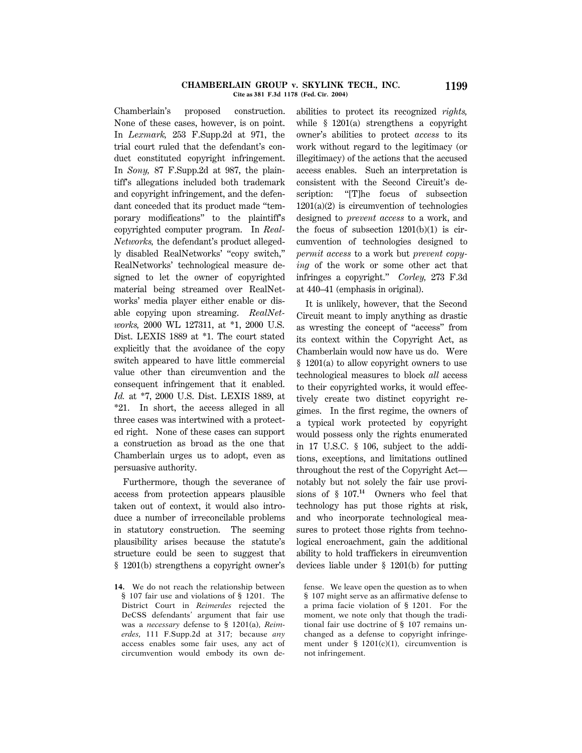Chamberlain's proposed construction. None of these cases, however, is on point. In *Lexmark,* 253 F.Supp.2d at 971, the trial court ruled that the defendant's conduct constituted copyright infringement. In *Sony,* 87 F.Supp.2d at 987, the plaintiff's allegations included both trademark and copyright infringement, and the defendant conceded that its product made "temporary modifications" to the plaintiff's copyrighted computer program. In *RealNetworks,* the defendant's product allegedly disabled RealNetworks' "copy switch," RealNetworks' technological measure designed to let the owner of copyrighted material being streamed over RealNetworks' media player either enable or disable copying upon streaming. *RealNetworks,* 2000 WL 127311, at *1, 2000 U.S. Dist. LEXIS 1889 at *1. The court stated explicitly that the avoidance of the copy switch appeared to have little commercial value other than circumvention and the consequent infringement that it enabled. *Id.* at *7, 2000 U.S. Dist. LEXIS 1889, at *21. In short, the access alleged in all three cases was intertwined with a protected right. None of these cases can support a construction as broad as the one that Chamberlain urges us to adopt, even as persuasive authority.

Furthermore, though the severance of access from protection appears plausible taken out of context, it would also introduce a number of irreconcilable problems in statutory construction. The seeming plausibility arises because the statute's structure could be seen to suggest that § 1201(b) strengthens a copyright owner's abilities to protect its recognized *rights,* while § 1201(a) strengthens a copyright owner's abilities to protect *access* to its work without regard to the legitimacy (or illegitimacy) of the actions that the accused access enables. Such an interpretation is consistent with the Second Circuit's description: "[T]he focus of subsection 1201(a)(2) is circumvention of technologies designed to *prevent access* to a work, and the focus of subsection 1201(b)(1) is circumvention of technologies designed to *permit access* to a work but *prevent copying* of the work or some other act that infringes a copyright." *Corley,* 273 F.3d at 440–41 (emphasis in original).

It is unlikely, however, that the Second Circuit meant to imply anything as drastic as wresting the concept of "access" from its context within the Copyright Act, as Chamberlain would now have us do. Were § 1201(a) to allow copyright owners to use technological measures to block *all* access to their copyrighted works, it would effectively create two distinct copyright regimes. In the first regime, the owners of a typical work protected by copyright would possess only the rights enumerated in 17 U.S.C. § 106, subject to the additions, exceptions, and limitations outlined throughout the rest of the Copyright Act—notably but not solely the fair use provisions of § 107.[14] Owners who feel that technology has put those rights at risk, and who incorporate technological measures to protect those rights from technological encroachment, gain the additional ability to hold traffickers in circumvention devices liable under § 1201(b) for putting

**14.** We do not reach the relationship between § 107 fair use and violations of § 1201. The District Court in *Reimerdes* rejected the DeCSS defendants' argument that fair use was a *necessary* defense to § 1201(a), *Reimerdes,* 111 F.Supp.2d at 317; because *any* access enables some fair uses, any act of circumvention would embody its own defense. We leave open the question as to when § 107 might serve as an affirmative defense to a prima facie violation of § 1201. For the moment, we note only that though the traditional fair use doctrine of § 107 remains unchanged as a defense to copyright infringement under § 1201(c)(1), circumvention is not infringement.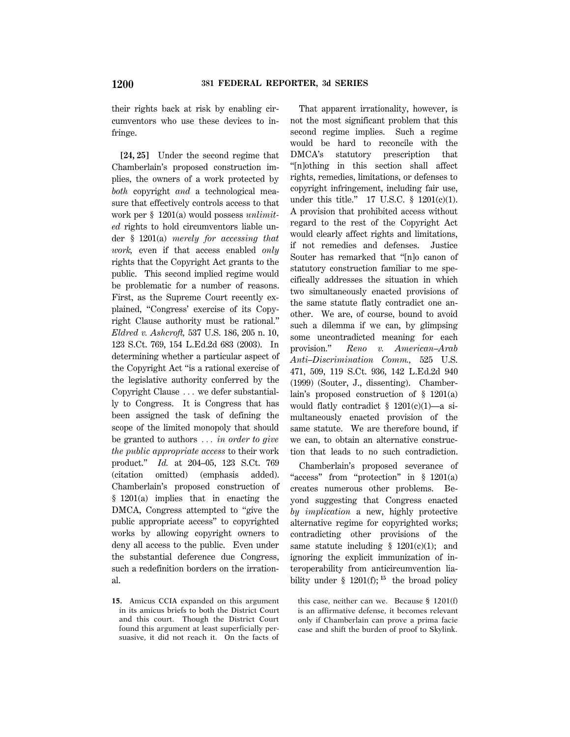their rights back at risk by enabling circumventors who use these devices to infringe.

**[24, 25]** Under the second regime that Chamberlain's proposed construction implies, the owners of a work protected by *both* copyright *and* a technological measure that effectively controls access to that work per § 1201(a) would possess *unlimited* rights to hold circumventors liable under § 1201(a) *merely for accessing that work,* even if that access enabled *only* rights that the Copyright Act grants to the public. This second implied regime would be problematic for a number of reasons. First, as the Supreme Court recently explained, "Congress' exercise of its Copyright Clause authority must be rational." *Eldred v. Ashcroft,* 537 U.S. 186, 205 n. 10, 123 S.Ct. 769, 154 L.Ed.2d 683 (2003). In determining whether a particular aspect of the Copyright Act "is a rational exercise of the legislative authority conferred by the Copyright Clause ... we defer substantially to Congress. It is Congress that has been assigned the task of defining the scope of the limited monopoly that should be granted to authors ... *in order to give the public appropriate access* to their work product." *Id.* at 204–05, 123 S.Ct. 769 (citation omitted) (emphasis added). Chamberlain's proposed construction of § 1201(a) implies that in enacting the DMCA, Congress attempted to "give the public appropriate access" to copyrighted works by allowing copyright owners to deny all access to the public. Even under the substantial deference due Congress, such a redefinition borders on the irrational.

That apparent irrationality, however, is not the most significant problem that this second regime implies. Such a regime would be hard to reconcile with the DMCA's statutory prescription that "[n]othing in this section shall affect rights, remedies, limitations, or defenses to copyright infringement, including fair use, under this title." 17 U.S.C. § 1201(c)(1). A provision that prohibited access without regard to the rest of the Copyright Act would clearly affect rights and limitations, if not remedies and defenses. Justice Souter has remarked that "[n]o canon of statutory construction familiar to me specifically addresses the situation in which two simultaneously enacted provisions of the same statute flatly contradict one another. We are, of course, bound to avoid such a dilemma if we can, by glimpsing some uncontradicted meaning for each provision." *Reno v. American–Arab Anti–Discrimination Comm.,* 525 U.S. 471, 509, 119 S.Ct. 936, 142 L.Ed.2d 940 (1999) (Souter, J., dissenting). Chamberlain's proposed construction of § 1201(a) would flatly contradict § 1201(c)(1)—a simultaneously enacted provision of the same statute. We are therefore bound, if we can, to obtain an alternative construction that leads to no such contradiction.

Chamberlain's proposed severance of "access" from "protection" in § 1201(a) creates numerous other problems. Beyond suggesting that Congress enacted *by implication* a new, highly protective alternative regime for copyrighted works; contradicting other provisions of the same statute including § 1201(c)(1); and ignoring the explicit immunization of interoperability from anticircumvention liability under § 1201(f);[15] the broad policy

---

**15.** Amicus CCIA expanded on this argument in its amicus briefs to both the District Court and this court. Though the District Court found this argument at least superficially persuasive, it did not reach it. On the facts of this case, neither can we. Because § 1201(f) is an affirmative defense, it becomes relevant only if Chamberlain can prove a prima facie case and shift the burden of proof to Skylink.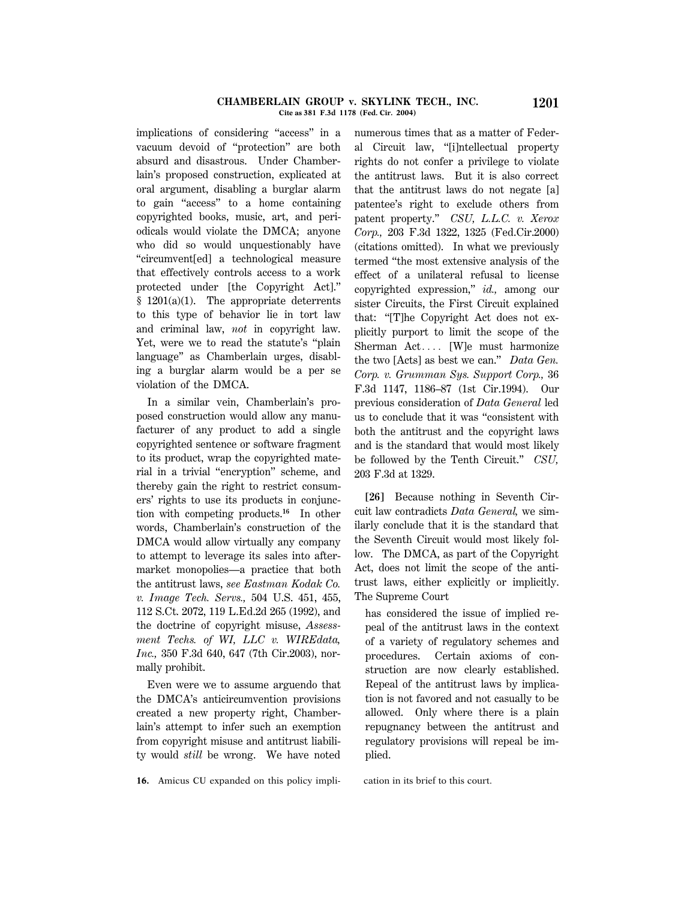implications of considering "access" in a vacuum devoid of "protection" are both absurd and disastrous. Under Chamberlain's proposed construction, explicated at oral argument, disabling a burglar alarm to gain "access" to a home containing copyrighted books, music, art, and periodicals would violate the DMCA; anyone who did so would unquestionably have "circumvent[ed] a technological measure that effectively controls access to a work protected under [the Copyright Act]." § 1201(a)(1). The appropriate deterrents to this type of behavior lie in tort law and criminal law, *not* in copyright law. Yet, were we to read the statute's "plain language" as Chamberlain urges, disabling a burglar alarm would be a per se violation of the DMCA.

In a similar vein, Chamberlain's proposed construction would allow any manufacturer of any product to add a single copyrighted sentence or software fragment to its product, wrap the copyrighted material in a trivial "encryption" scheme, and thereby gain the right to restrict consumers' rights to use its products in conjunction with competing products.[16] In other words, Chamberlain's construction of the DMCA would allow virtually any company to attempt to leverage its sales into aftermarket monopolies—a practice that both the antitrust laws, *see Eastman Kodak Co. v. Image Tech. Servs.,* 504 U.S. 451, 455, 112 S.Ct. 2072, 119 L.Ed.2d 265 (1992), and the doctrine of copyright misuse, *Assessment Techs. of WI, LLC v. WIREdata, Inc.,* 350 F.3d 640, 647 (7th Cir.2003), normally prohibit.

Even were we to assume arguendo that the DMCA's anticircumvention provisions created a new property right, Chamberlain's attempt to infer such an exemption from copyright misuse and antitrust liability would *still* be wrong. We have noted numerous times that as a matter of Federal Circuit law, "[i]ntellectual property rights do not confer a privilege to violate the antitrust laws. But it is also correct that the antitrust laws do not negate [a] patentee's right to exclude others from patent property." *CSU, L.L.C. v. Xerox Corp.,* 203 F.3d 1322, 1325 (Fed.Cir.2000) (citations omitted). In what we previously termed "the most extensive analysis of the effect of a unilateral refusal to license copyrighted expression," *id.,* among our sister Circuits, the First Circuit explained that: "[T]he Copyright Act does not explicitly purport to limit the scope of the Sherman Act.... [W]e must harmonize the two [Acts] as best we can." *Data Gen. Corp. v. Grumman Sys. Support Corp.,* 36 F.3d 1147, 1186–87 (1st Cir.1994). Our previous consideration of *Data General* led us to conclude that it was "consistent with both the antitrust and the copyright laws and is the standard that would most likely be followed by the Tenth Circuit." *CSU,* 203 F.3d at 1329.

**[26]** Because nothing in Seventh Circuit law contradicts *Data General,* we similarly conclude that it is the standard that the Seventh Circuit would most likely follow. The DMCA, as part of the Copyright Act, does not limit the scope of the antitrust laws, either explicitly or implicitly. The Supreme Court

> has considered the issue of implied repeal of the antitrust laws in the context of a variety of regulatory schemes and procedures. Certain axioms of construction are now clearly established. Repeal of the antitrust laws by implication is not favored and not casually to be allowed. Only where there is a plain repugnancy between the antitrust and regulatory provisions will repeal be implied.

16. Amicus CU expanded on this policy implication in its brief to this court.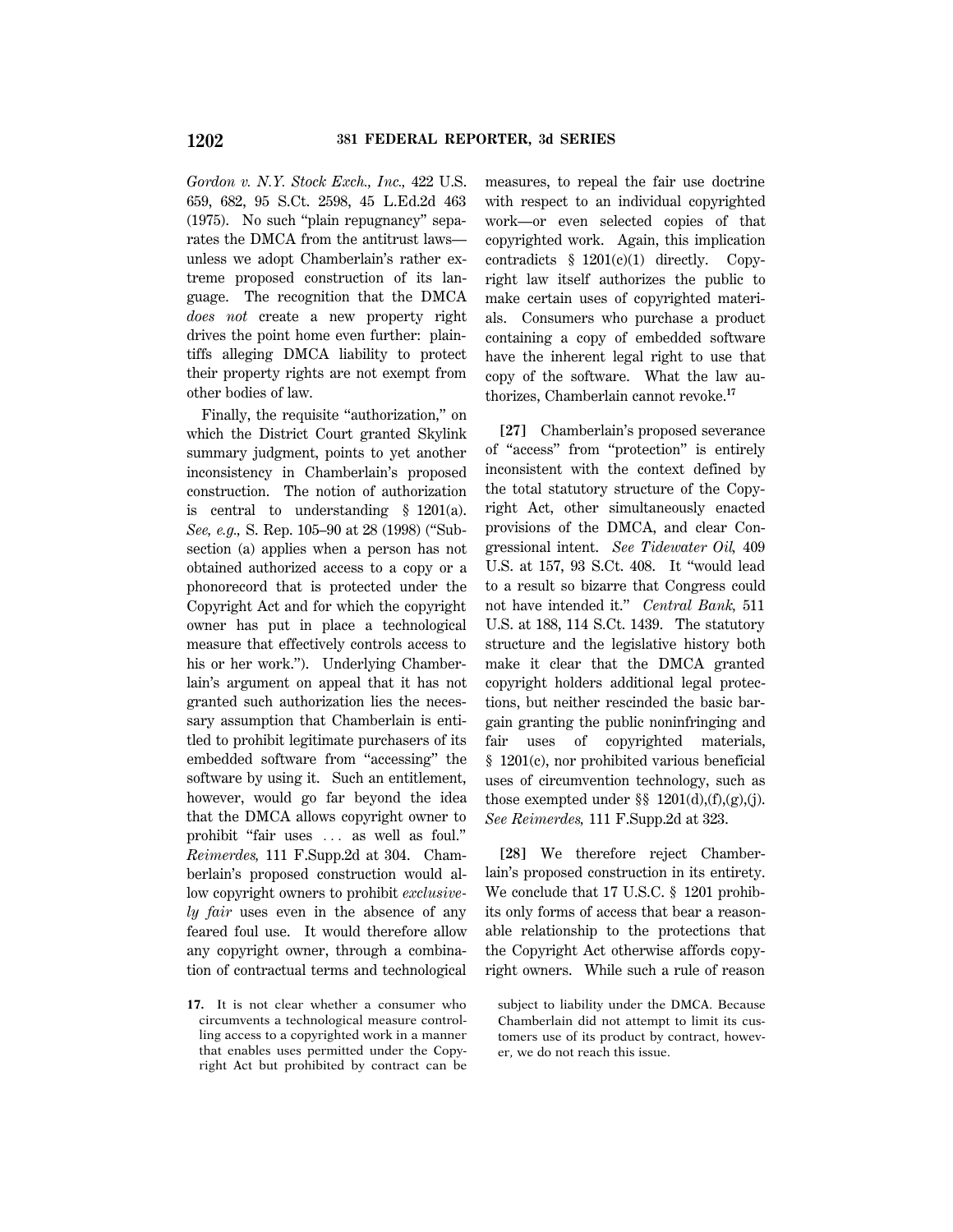*Gordon v. N.Y. Stock Exch., Inc.,* 422 U.S. 659, 682, 95 S.Ct. 2598, 45 L.Ed.2d 463 (1975). No such "plain repugnancy" separates the DMCA from the antitrust laws—unless we adopt Chamberlain's rather extreme proposed construction of its language. The recognition that the DMCA *does not* create a new property right drives the point home even further: plaintiffs alleging DMCA liability to protect their property rights are not exempt from other bodies of law.

Finally, the requisite "authorization," on which the District Court granted Skylink summary judgment, points to yet another inconsistency in Chamberlain's proposed construction. The notion of authorization is central to understanding § 1201(a). *See, e.g.,* S. Rep. 105–90 at 28 (1998) ("Subsection (a) applies when a person has not obtained authorized access to a copy or a phonorecord that is protected under the Copyright Act and for which the copyright owner has put in place a technological measure that effectively controls access to his or her work."). Underlying Chamberlain's argument on appeal that it has not granted such authorization lies the necessary assumption that Chamberlain is entitled to prohibit legitimate purchasers of its embedded software from "accessing" the software by using it. Such an entitlement, however, would go far beyond the idea that the DMCA allows copyright owner to prohibit "fair uses ... as well as foul." *Reimerdes,* 111 F.Supp.2d at 304. Chamberlain's proposed construction would allow copyright owners to prohibit *exclusively fair* uses even in the absence of any feared foul use. It would therefore allow any copyright owner, through a combination of contractual terms and technological measures, to repeal the fair use doctrine with respect to an individual copyrighted work—or even selected copies of that copyrighted work. Again, this implication contradicts § 1201(c)(1) directly. Copyright law itself authorizes the public to make certain uses of copyrighted materials. Consumers who purchase a product containing a copy of embedded software have the inherent legal right to use that copy of the software. What the law authorizes, Chamberlain cannot revoke.[17]

**[27]** Chamberlain's proposed severance of "access" from "protection" is entirely inconsistent with the context defined by the total statutory structure of the Copyright Act, other simultaneously enacted provisions of the DMCA, and clear Congressional intent. *See Tidewater Oil,* 409 U.S. at 157, 93 S.Ct. 408. It "would lead to a result so bizarre that Congress could not have intended it." *Central Bank,* 511 U.S. at 188, 114 S.Ct. 1439. The statutory structure and the legislative history both make it clear that the DMCA granted copyright holders additional legal protections, but neither rescinded the basic bargain granting the public noninfringing and fair uses of copyrighted materials, § 1201(c), nor prohibited various beneficial uses of circumvention technology, such as those exempted under §§ 1201(d),(f),(g),(j). *See Reimerdes,* 111 F.Supp.2d at 323.

**[28]** We therefore reject Chamberlain's proposed construction in its entirety. We conclude that 17 U.S.C. § 1201 prohibits only forms of access that bear a reasonable relationship to the protections that the Copyright Act otherwise affords copyright owners. While such a rule of reason

---

**17.** It is not clear whether a consumer who circumvents a technological measure controlling access to a copyrighted work in a manner that enables uses permitted under the Copyright Act but prohibited by contract can be subject to liability under the DMCA. Because Chamberlain did not attempt to limit its customers use of its product by contract, however, we do not reach this issue.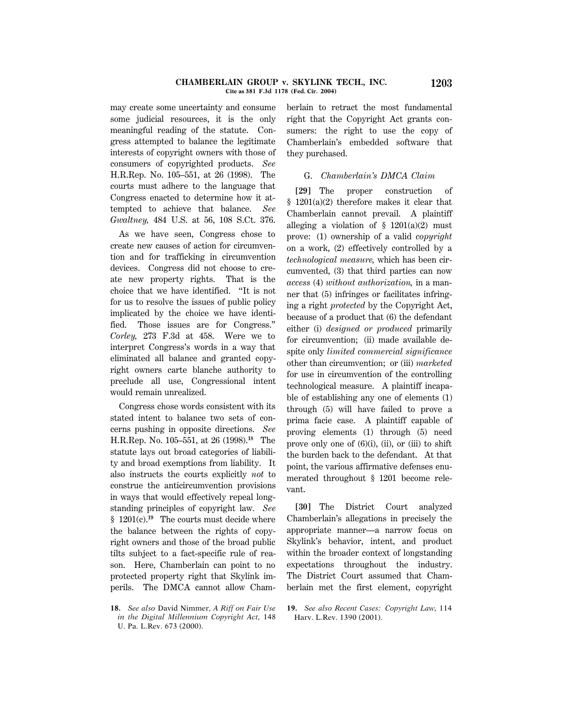may create some uncertainty and consume some judicial resources, it is the only meaningful reading of the statute. Congress attempted to balance the legitimate interests of copyright owners with those of consumers of copyrighted products. *See* H.R.Rep. No. 105–551, at 26 (1998). The courts must adhere to the language that Congress enacted to determine how it attempted to achieve that balance. *See Gwaltney,* 484 U.S. at 56, 108 S.Ct. 376.

As we have seen, Congress chose to create new causes of action for circumvention and for trafficking in circumvention devices. Congress did not choose to create new property rights. That is the choice that we have identified. "It is not for us to resolve the issues of public policy implicated by the choice we have identified. Those issues are for Congress." *Corley,* 273 F.3d at 458. Were we to interpret Congress's words in a way that eliminated all balance and granted copyright owners carte blanche authority to preclude all use, Congressional intent would remain unrealized.

Congress chose words consistent with its stated intent to balance two sets of concerns pushing in opposite directions. *See* H.R.Rep. No. 105–551, at 26 (1998).[18] The statute lays out broad categories of liability and broad exemptions from liability. It also instructs the courts explicitly *not* to construe the anticircumvention provisions in ways that would effectively repeal longstanding principles of copyright law. *See* § 1201(c).[19] The courts must decide where the balance between the rights of copyright owners and those of the broad public tilts subject to a fact-specific rule of reason. Here, Chamberlain can point to no protected property right that Skylink imperils. The DMCA cannot allow Chamberlain to retract the most fundamental right that the Copyright Act grants consumers: the right to use the copy of Chamberlain's embedded software that they purchased.

### G. *Chamberlain's DMCA Claim*

**[29]** The proper construction of § 1201(a)(2) therefore makes it clear that Chamberlain cannot prevail. A plaintiff alleging a violation of § 1201(a)(2) must prove: (1) ownership of a valid *copyright* on a work, (2) effectively controlled by a *technological measure,* which has been circumvented, (3) that third parties can now *access* (4) *without authorization,* in a manner that (5) infringes or facilitates infringing a right *protected* by the Copyright Act, because of a product that (6) the defendant either (i) *designed or produced* primarily for circumvention; (ii) made available despite only *limited commercial significance* other than circumvention; or (iii) *marketed* for use in circumvention of the controlling technological measure. A plaintiff incapable of establishing any one of elements (1) through (5) will have failed to prove a prima facie case. A plaintiff capable of proving elements (1) through (5) need prove only one of (6)(i), (ii), or (iii) to shift the burden back to the defendant. At that point, the various affirmative defenses enumerated throughout § 1201 become relevant.

**[30]** The District Court analyzed Chamberlain's allegations in precisely the appropriate manner—a narrow focus on Skylink's behavior, intent, and product within the broader context of longstanding expectations throughout the industry. The District Court assumed that Chamberlain met the first element, copyright

---

18. *See also* David Nimmer, *A Riff on Fair Use in the Digital Millennium Copyright Act,* 148 U. Pa. L.Rev. 673 (2000).

19. *See also Recent Cases: Copyright Law,* 114 Harv. L.Rev. 1390 (2001).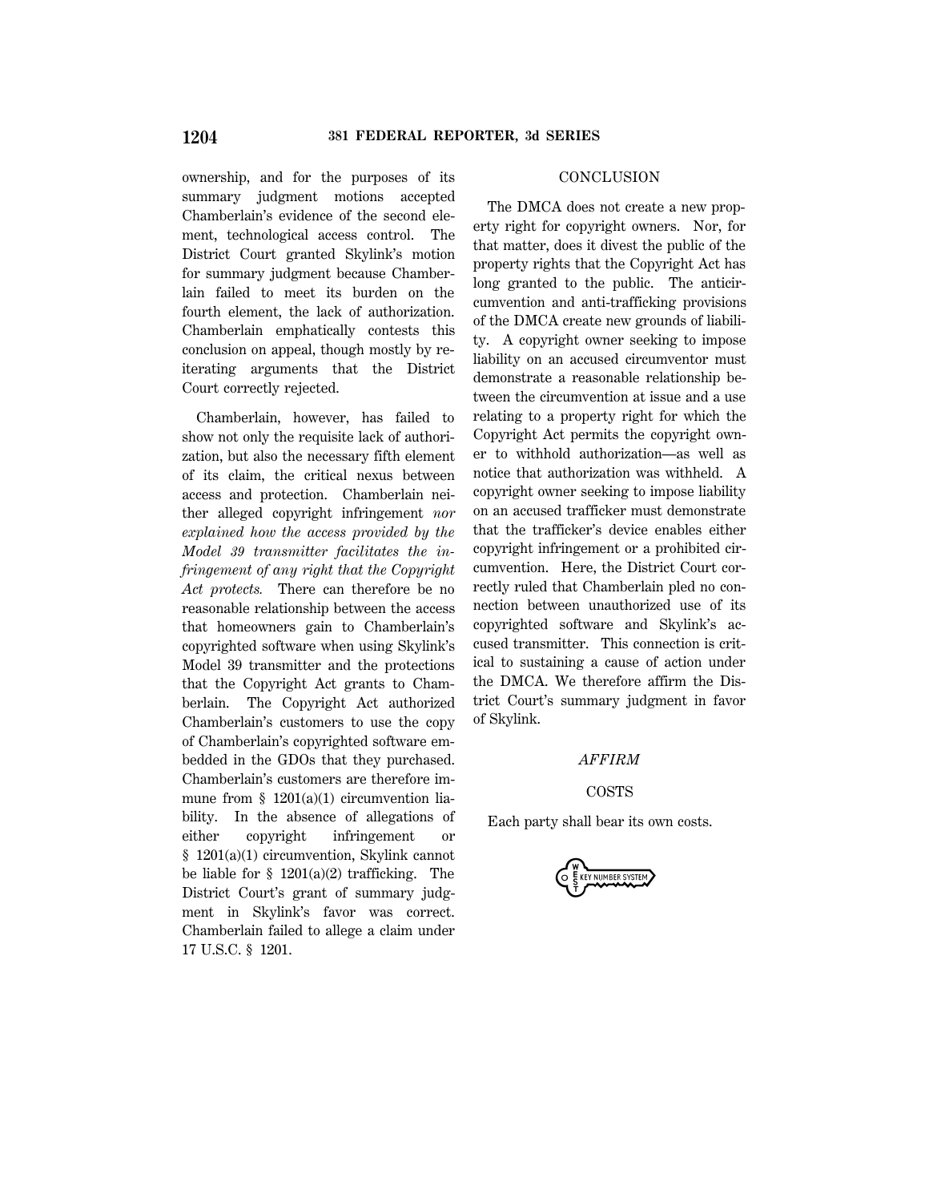ownership, and for the purposes of its summary judgment motions accepted Chamberlain's evidence of the second element, technological access control. The District Court granted Skylink's motion for summary judgment because Chamberlain failed to meet its burden on the fourth element, the lack of authorization. Chamberlain emphatically contests this conclusion on appeal, though mostly by reiterating arguments that the District Court correctly rejected.

Chamberlain, however, has failed to show not only the requisite lack of authorization, but also the necessary fifth element of its claim, the critical nexus between access and protection. Chamberlain neither alleged copyright infringement *nor explained how the access provided by the Model 39 transmitter facilitates the infringement of any right that the Copyright Act protects.* There can therefore be no reasonable relationship between the access that homeowners gain to Chamberlain's copyrighted software when using Skylink's Model 39 transmitter and the protections that the Copyright Act grants to Chamberlain. The Copyright Act authorized Chamberlain's customers to use the copy of Chamberlain's copyrighted software embedded in the GDOs that they purchased. Chamberlain's customers are therefore immune from § 1201(a)(1) circumvention liability. In the absence of allegations of either copyright infringement or § 1201(a)(1) circumvention, Skylink cannot be liable for § 1201(a)(2) trafficking. The District Court's grant of summary judgment in Skylink's favor was correct. Chamberlain failed to allege a claim under 17 U.S.C. § 1201.

## CONCLUSION

The DMCA does not create a new property right for copyright owners. Nor, for that matter, does it divest the public of the property rights that the Copyright Act has long granted to the public. The anticircumvention and anti-trafficking provisions of the DMCA create new grounds of liability. A copyright owner seeking to impose liability on an accused circumventor must demonstrate a reasonable relationship between the circumvention at issue and a use relating to a property right for which the Copyright Act permits the copyright owner to withhold authorization—as well as notice that authorization was withheld. A copyright owner seeking to impose liability on an accused trafficker must demonstrate that the trafficker's device enables either copyright infringement or a prohibited circumvention. Here, the District Court correctly ruled that Chamberlain pled no connection between unauthorized use of its copyrighted software and Skylink's accused transmitter. This connection is critical to sustaining a cause of action under the DMCA. We therefore affirm the District Court's summary judgment in favor of Skylink.

*AFFIRM*

COSTS

Each party shall bear its own costs.